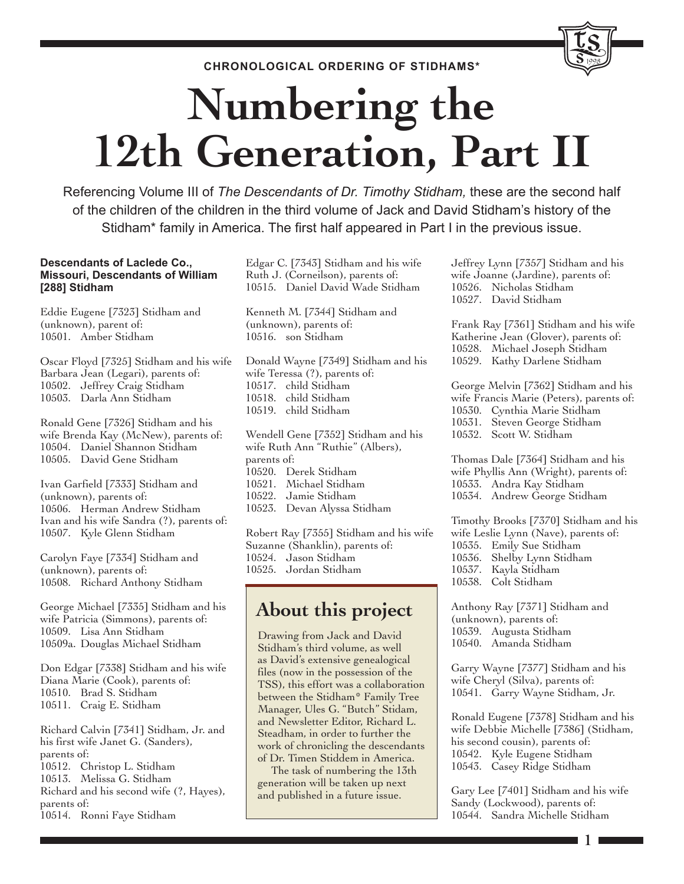CHRONOLOGICAL ORDERING OF STIDHAMS*

# Numbering the 12th Generation, Part II

Referencing Volume III of *The Descendants of Dr. Timothy Stidham,* these are the second half of the children of the children in the third volume of Jack and David Stidham's history of the Stidham* family in America. The first half appeared in Part I in the previous issue.

### Descendants of Laclede Co., Missouri, Descendants of William [288] Stidham

Eddie Eugene [7323] Stidham and (unknown), parent of:
10501. Amber Stidham

Oscar Floyd [7325] Stidham and his wife Barbara Jean (Legari), parents of:
10502. Jeffrey Craig Stidham
10503. Darla Ann Stidham

Ronald Gene [7326] Stidham and his wife Brenda Kay (McNew), parents of:
10504. Daniel Shannon Stidham
10505. David Gene Stidham

Ivan Garfield [7333] Stidham and (unknown), parents of:
10506. Herman Andrew Stidham
Ivan and his wife Sandra (?), parents of:
10507. Kyle Glenn Stidham

Carolyn Faye [7334] Stidham and (unknown), parents of:
10508. Richard Anthony Stidham

George Michael [7335] Stidham and his wife Patricia (Simmons), parents of:
10509. Lisa Ann Stidham
10509a. Douglas Michael Stidham

Don Edgar [7338] Stidham and his wife Diana Marie (Cook), parents of:
10510. Brad S. Stidham
10511. Craig E. Stidham

Richard Calvin [7341] Stidham, Jr. and his first wife Janet G. (Sanders), parents of:
10512. Christop L. Stidham
10513. Melissa G. Stidham
Richard and his second wife (?, Hayes), parents of:
10514. Ronni Faye Stidham

Edgar C. [7343] Stidham and his wife Ruth J. (Corneilson), parents of:
10515. Daniel David Wade Stidham

Kenneth M. [7344] Stidham and (unknown), parents of:
10516. son Stidham

Donald Wayne [7349] Stidham and his wife Teressa (?), parents of:
10517. child Stidham
10518. child Stidham
10519. child Stidham

Wendell Gene [7352] Stidham and his wife Ruth Ann "Ruthie" (Albers), parents of:
10520. Derek Stidham
10521. Michael Stidham
10522. Jamie Stidham
10523. Devan Alyssa Stidham

Robert Ray [7355] Stidham and his wife Suzanne (Shanklin), parents of:
10524. Jason Stidham
10525. Jordan Stidham

## About this project

Drawing from Jack and David Stidham's third volume, as well as David's extensive genealogical files (now in the possession of the TSS), this effort was a collaboration between the Stidham* Family Tree Manager, Ules G. "Butch" Stidam, and Newsletter Editor, Richard L. Steadham, in order to further the work of chronicling the descendants of Dr. Timen Stiddem in America.

The task of numbering the 13th generation will be taken up next and published in a future issue.

Jeffrey Lynn [7357] Stidham and his wife Joanne (Jardine), parents of:
10526. Nicholas Stidham
10527. David Stidham

Frank Ray [7361] Stidham and his wife Katherine Jean (Glover), parents of:
10528. Michael Joseph Stidham
10529. Kathy Darlene Stidham

George Melvin [7362] Stidham and his wife Francis Marie (Peters), parents of:
10530. Cynthia Marie Stidham
10531. Steven George Stidham
10532. Scott W. Stidham

Thomas Dale [7364] Stidham and his wife Phyllis Ann (Wright), parents of:
10533. Andra Kay Stidham
10534. Andrew George Stidham

Timothy Brooks [7370] Stidham and his wife Leslie Lynn (Nave), parents of:
10535. Emily Sue Stidham
10536. Shelby Lynn Stidham
10537. Kayla Stidham
10538. Colt Stidham

Anthony Ray [7371] Stidham and (unknown), parents of:
10539. Augusta Stidham
10540. Amanda Stidham

Garry Wayne [7377] Stidham and his wife Cheryl (Silva), parents of:
10541. Garry Wayne Stidham, Jr.

Ronald Eugene [7378] Stidham and his wife Debbie Michelle [7386] (Stidham, his second cousin), parents of:
10542. Kyle Eugene Stidham
10543. Casey Ridge Stidham

Gary Lee [7401] Stidham and his wife Sandy (Lockwood), parents of:
10544. Sandra Michelle Stidham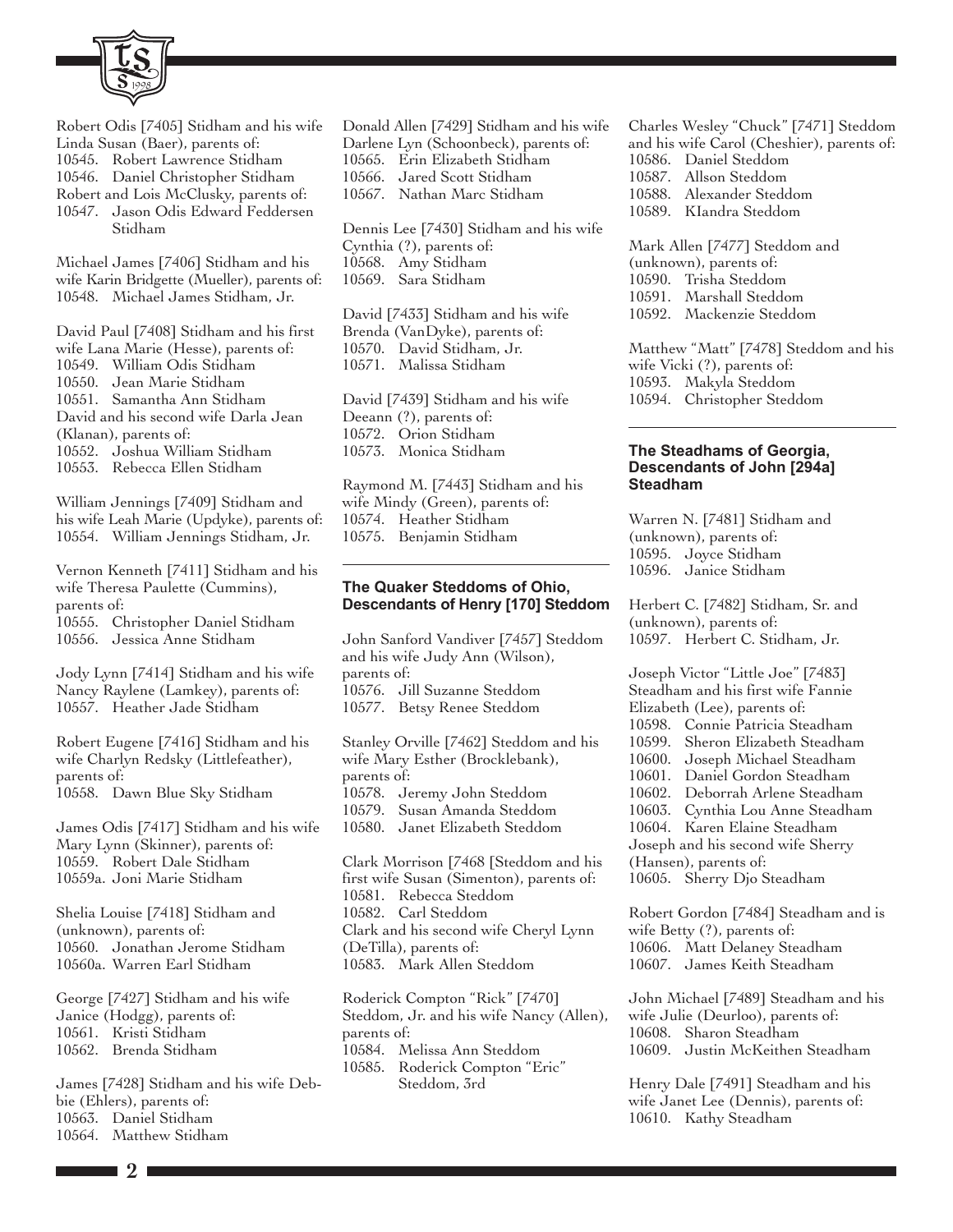Robert Odis [7405] Stidham and his wife Linda Susan (Baer), parents of:
10545. Robert Lawrence Stidham
10546. Daniel Christopher Stidham
Robert and Lois McClusky, parents of:
10547. Jason Odis Edward Feddersen Stidham

Michael James [7406] Stidham and his wife Karin Bridgette (Mueller), parents of:
10548. Michael James Stidham, Jr.

David Paul [7408] Stidham and his first wife Lana Marie (Hesse), parents of:
10549. William Odis Stidham
10550. Jean Marie Stidham
10551. Samantha Ann Stidham
David and his second wife Darla Jean (Klanan), parents of:
10552. Joshua William Stidham
10553. Rebecca Ellen Stidham

William Jennings [7409] Stidham and his wife Leah Marie (Updyke), parents of:
10554. William Jennings Stidham, Jr.

Vernon Kenneth [7411] Stidham and his wife Theresa Paulette (Cummins), parents of:
10555. Christopher Daniel Stidham
10556. Jessica Anne Stidham

Jody Lynn [7414] Stidham and his wife Nancy Raylene (Lamkey), parents of:
10557. Heather Jade Stidham

Robert Eugene [7416] Stidham and his wife Charlyn Redsky (Littlefeather), parents of:
10558. Dawn Blue Sky Stidham

James Odis [7417] Stidham and his wife Mary Lynn (Skinner), parents of:
10559. Robert Dale Stidham
10559a. Joni Marie Stidham

Shelia Louise [7418] Stidham and (unknown), parents of:
10560. Jonathan Jerome Stidham
10560a. Warren Earl Stidham

George [7427] Stidham and his wife Janice (Hodgg), parents of:
10561. Kristi Stidham
10562. Brenda Stidham

James [7428] Stidham and his wife Debbie (Ehlers), parents of:
10563. Daniel Stidham
10564. Matthew Stidham

Donald Allen [7429] Stidham and his wife Darlene Lyn (Schoonbeck), parents of:
10565. Erin Elizabeth Stidham
10566. Jared Scott Stidham
10567. Nathan Marc Stidham

Dennis Lee [7430] Stidham and his wife Cynthia (?), parents of:
10568. Amy Stidham
10569. Sara Stidham

David [7433] Stidham and his wife Brenda (VanDyke), parents of:
10570. David Stidham, Jr.
10571. Malissa Stidham

David [7439] Stidham and his wife Deeann (?), parents of:
10572. Orion Stidham
10573. Monica Stidham

Raymond M. [7443] Stidham and his wife Mindy (Green), parents of:
10574. Heather Stidham
10575. Benjamin Stidham

### The Quaker Steddoms of Ohio, Descendants of Henry [170] Steddom

John Sanford Vandiver [7457] Steddom and his wife Judy Ann (Wilson), parents of:
10576. Jill Suzanne Steddom
10577. Betsy Renee Steddom

Stanley Orville [7462] Steddom and his wife Mary Esther (Brocklebank), parents of:
10578. Jeremy John Steddom
10579. Susan Amanda Steddom
10580. Janet Elizabeth Steddom

Clark Morrison [7468 [Steddom and his first wife Susan (Simenton), parents of:
10581. Rebecca Steddom
10582. Carl Steddom
Clark and his second wife Cheryl Lynn (DeTilla), parents of:
10583. Mark Allen Steddom

Roderick Compton "Rick" [7470] Steddom, Jr. and his wife Nancy (Allen), parents of:
10584. Melissa Ann Steddom
10585. Roderick Compton "Eric" Steddom, 3rd

Charles Wesley "Chuck" [7471] Steddom and his wife Carol (Cheshier), parents of:
10586. Daniel Steddom
10587. Allson Steddom
10588. Alexander Steddom
10589. KIandra Steddom

Mark Allen [7477] Steddom and (unknown), parents of:
10590. Trisha Steddom
10591. Marshall Steddom
10592. Mackenzie Steddom

Matthew "Matt" [7478] Steddom and his wife Vicki (?), parents of:
10593. Makyla Steddom
10594. Christopher Steddom

### The Steadhams of Georgia, Descendants of John [294a] Steadham

Warren N. [7481] Stidham and (unknown), parents of:
10595. Joyce Stidham
10596. Janice Stidham

Herbert C. [7482] Stidham, Sr. and (unknown), parents of:
10597. Herbert C. Stidham, Jr.

Joseph Victor "Little Joe" [7483] Steadham and his first wife Fannie Elizabeth (Lee), parents of:
10598. Connie Patricia Steadham
10599. Sheron Elizabeth Steadham
10600. Joseph Michael Steadham
10601. Daniel Gordon Steadham
10602. Deborrah Arlene Steadham
10603. Cynthia Lou Anne Steadham
10604. Karen Elaine Steadham
Joseph and his second wife Sherry (Hansen), parents of:
10605. Sherry Djo Steadham

Robert Gordon [7484] Steadham and is wife Betty (?), parents of:
10606. Matt Delaney Steadham
10607. James Keith Steadham

John Michael [7489] Steadham and his wife Julie (Deurloo), parents of:
10608. Sharon Steadham
10609. Justin McKeithen Steadham

Henry Dale [7491] Steadham and his wife Janet Lee (Dennis), parents of:
10610. Kathy Steadham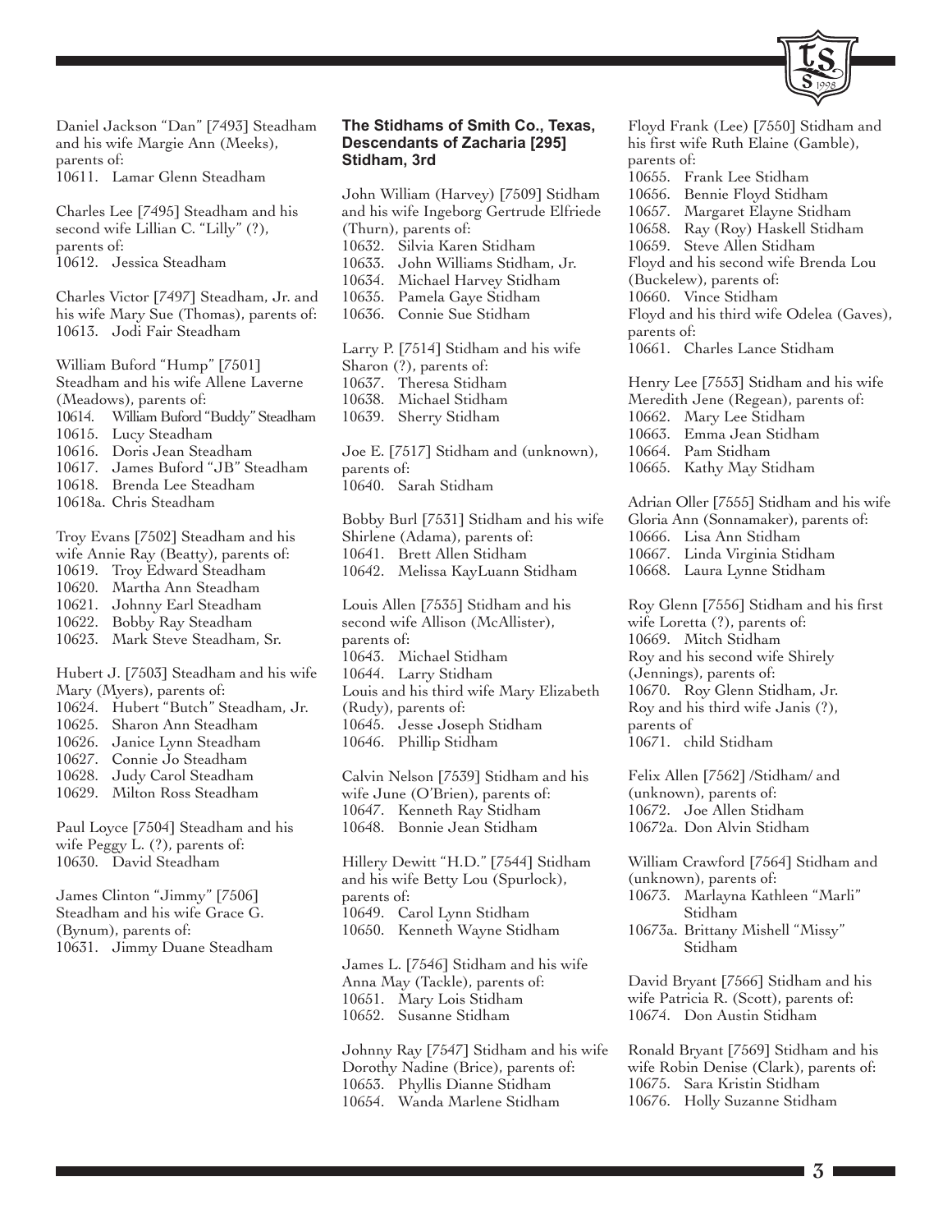Daniel Jackson "Dan" [7493] Steadham and his wife Margie Ann (Meeks), parents of:
10611. Lamar Glenn Steadham

Charles Lee [7495] Steadham and his second wife Lillian C. "Lilly" (?), parents of:
10612. Jessica Steadham

Charles Victor [7497] Steadham, Jr. and his wife Mary Sue (Thomas), parents of:
10613. Jodi Fair Steadham

William Buford "Hump" [7501] Steadham and his wife Allene Laverne (Meadows), parents of:
10614. William Buford "Buddy" Steadham
10615. Lucy Steadham
10616. Doris Jean Steadham
10617. James Buford "JB" Steadham
10618. Brenda Lee Steadham
10618a. Chris Steadham

Troy Evans [7502] Steadham and his wife Annie Ray (Beatty), parents of:
10619. Troy Edward Steadham
10620. Martha Ann Steadham
10621. Johnny Earl Steadham
10622. Bobby Ray Steadham
10623. Mark Steve Steadham, Sr.

Hubert J. [7503] Steadham and his wife Mary (Myers), parents of:
10624. Hubert "Butch" Steadham, Jr.
10625. Sharon Ann Steadham
10626. Janice Lynn Steadham
10627. Connie Jo Steadham
10628. Judy Carol Steadham
10629. Milton Ross Steadham

Paul Loyce [7504] Steadham and his wife Peggy L. (?), parents of:
10630. David Steadham

James Clinton "Jimmy" [7506] Steadham and his wife Grace G. (Bynum), parents of:
10631. Jimmy Duane Steadham

### The Stidhams of Smith Co., Texas, Descendants of Zacharia [295] Stidham, 3rd

John William (Harvey) [7509] Stidham and his wife Ingeborg Gertrude Elfriede (Thurn), parents of:
10632. Silvia Karen Stidham
10633. John Williams Stidham, Jr.
10634. Michael Harvey Stidham
10635. Pamela Gaye Stidham
10636. Connie Sue Stidham

Larry P. [7514] Stidham and his wife Sharon (?), parents of:
10637. Theresa Stidham
10638. Michael Stidham
10639. Sherry Stidham

Joe E. [7517] Stidham and (unknown), parents of:
10640. Sarah Stidham

Bobby Burl [7531] Stidham and his wife Shirlene (Adama), parents of:
10641. Brett Allen Stidham
10642. Melissa KayLuann Stidham

Louis Allen [7535] Stidham and his second wife Allison (McAllister), parents of:
10643. Michael Stidham
10644. Larry Stidham
Louis and his third wife Mary Elizabeth (Rudy), parents of:
10645. Jesse Joseph Stidham
10646. Phillip Stidham

Calvin Nelson [7539] Stidham and his wife June (O'Brien), parents of:
10647. Kenneth Ray Stidham
10648. Bonnie Jean Stidham

Hillery Dewitt "H.D." [7544] Stidham and his wife Betty Lou (Spurlock), parents of:
10649. Carol Lynn Stidham
10650. Kenneth Wayne Stidham

James L. [7546] Stidham and his wife Anna May (Tackle), parents of:
10651. Mary Lois Stidham
10652. Susanne Stidham

Johnny Ray [7547] Stidham and his wife Dorothy Nadine (Brice), parents of:
10653. Phyllis Dianne Stidham
10654. Wanda Marlene Stidham

Floyd Frank (Lee) [7550] Stidham and his first wife Ruth Elaine (Gamble), parents of:
10655. Frank Lee Stidham
10656. Bennie Floyd Stidham
10657. Margaret Elayne Stidham
10658. Ray (Roy) Haskell Stidham
10659. Steve Allen Stidham
Floyd and his second wife Brenda Lou (Buckelew), parents of:
10660. Vince Stidham
Floyd and his third wife Odelea (Gaves), parents of:
10661. Charles Lance Stidham

Henry Lee [7553] Stidham and his wife Meredith Jene (Regean), parents of:
10662. Mary Lee Stidham
10663. Emma Jean Stidham
10664. Pam Stidham
10665. Kathy May Stidham

Adrian Oller [7555] Stidham and his wife Gloria Ann (Sonnamaker), parents of:
10666. Lisa Ann Stidham
10667. Linda Virginia Stidham
10668. Laura Lynne Stidham

Roy Glenn [7556] Stidham and his first wife Loretta (?), parents of:
10669. Mitch Stidham
Roy and his second wife Shirely (Jennings), parents of:
10670. Roy Glenn Stidham, Jr.
Roy and his third wife Janis (?), parents of
10671. child Stidham

Felix Allen [7562] /Stidham/ and (unknown), parents of:
10672. Joe Allen Stidham
10672a. Don Alvin Stidham

William Crawford [7564] Stidham and (unknown), parents of:
10673. Marlayna Kathleen "Marli" Stidham
10673a. Brittany Mishell "Missy" Stidham

David Bryant [7566] Stidham and his wife Patricia R. (Scott), parents of:
10674. Don Austin Stidham

Ronald Bryant [7569] Stidham and his wife Robin Denise (Clark), parents of:
10675. Sara Kristin Stidham
10676. Holly Suzanne Stidham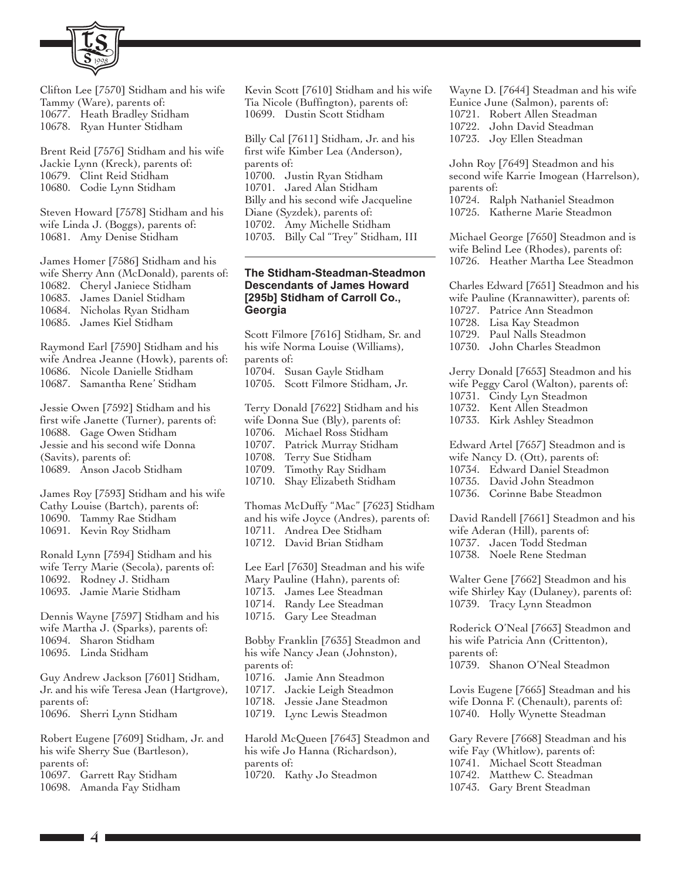Clifton Lee [7570] Stidham and his wife Tammy (Ware), parents of:
10677. Heath Bradley Stidham
10678. Ryan Hunter Stidham

Brent Reid [7576] Stidham and his wife Jackie Lynn (Kreck), parents of:
10679. Clint Reid Stidham
10680. Codie Lynn Stidham

Steven Howard [7578] Stidham and his wife Linda J. (Boggs), parents of:
10681. Amy Denise Stidham

James Homer [7586] Stidham and his wife Sherry Ann (McDonald), parents of:
10682. Cheryl Janiece Stidham
10683. James Daniel Stidham
10684. Nicholas Ryan Stidham
10685. James Kiel Stidham

Raymond Earl [7590] Stidham and his wife Andrea Jeanne (Howk), parents of:
10686. Nicole Danielle Stidham
10687. Samantha Rene' Stidham

Jessie Owen [7592] Stidham and his first wife Janette (Turner), parents of:
10688. Gage Owen Stidham
Jessie and his second wife Donna (Savits), parents of:
10689. Anson Jacob Stidham

James Roy [7593] Stidham and his wife Cathy Louise (Bartch), parents of:
10690. Tammy Rae Stidham
10691. Kevin Roy Stidham

Ronald Lynn [7594] Stidham and his wife Terry Marie (Secola), parents of:
10692. Rodney J. Stidham
10693. Jamie Marie Stidham

Dennis Wayne [7597] Stidham and his wife Martha J. (Sparks), parents of:
10694. Sharon Stidham
10695. Linda Stidham

Guy Andrew Jackson [7601] Stidham, Jr. and his wife Teresa Jean (Hartgrove), parents of:
10696. Sherri Lynn Stidham

Robert Eugene [7609] Stidham, Jr. and his wife Sherry Sue (Bartleson), parents of:
10697. Garrett Ray Stidham
10698. Amanda Fay Stidham

Kevin Scott [7610] Stidham and his wife Tia Nicole (Buffington), parents of:
10699. Dustin Scott Stidham

Billy Cal [7611] Stidham, Jr. and his first wife Kimber Lea (Anderson), parents of:
10700. Justin Ryan Stidham
10701. Jared Alan Stidham
Billy and his second wife Jacqueline Diane (Syzdek), parents of:
10702. Amy Michelle Stidham
10703. Billy Cal "Trey" Stidham, III

---

**The Stidham-Steadman-Steadmon Descendants of James Howard [295b] Stidham of Carroll Co., Georgia**

Scott Filmore [7616] Stidham, Sr. and his wife Norma Louise (Williams), parents of:
10704. Susan Gayle Stidham
10705. Scott Filmore Stidham, Jr.

Terry Donald [7622] Stidham and his wife Donna Sue (Bly), parents of:
10706. Michael Ross Stidham
10707. Patrick Murray Stidham
10708. Terry Sue Stidham
10709. Timothy Ray Stidham
10710. Shay Elizabeth Stidham

Thomas McDuffy "Mac" [7623] Stidham and his wife Joyce (Andres), parents of:
10711. Andrea Dee Stidham
10712. David Brian Stidham

Lee Earl [7630] Steadman and his wife Mary Pauline (Hahn), parents of:
10713. James Lee Steadman
10714. Randy Lee Steadman
10715. Gary Lee Steadman

Bobby Franklin [7635] Steadmon and his wife Nancy Jean (Johnston), parents of:
10716. Jamie Ann Steadmon
10717. Jackie Leigh Steadmon
10718. Jessie Jane Steadmon
10719. Lync Lewis Steadmon

Harold McQueen [7643] Steadmon and his wife Jo Hanna (Richardson), parents of:
10720. Kathy Jo Steadmon

Wayne D. [7644] Steadman and his wife Eunice June (Salmon), parents of:
10721. Robert Allen Steadman
10722. John David Steadman
10723. Joy Ellen Steadman

John Roy [7649] Steadmon and his second wife Karrie Imogean (Harrelson), parents of:
10724. Ralph Nathaniel Steadmon
10725. Katherne Marie Steadmon

Michael George [7650] Steadmon and is wife Belind Lee (Rhodes), parents of:
10726. Heather Martha Lee Steadmon

Charles Edward [7651] Steadmon and his wife Pauline (Krannawitter), parents of:
10727. Patrice Ann Steadmon
10728. Lisa Kay Steadmon
10729. Paul Nalls Steadmon
10730. John Charles Steadmon

Jerry Donald [7653] Steadmon and his wife Peggy Carol (Walton), parents of:
10731. Cindy Lyn Steadmon
10732. Kent Allen Steadmon
10733. Kirk Ashley Steadmon

Edward Artel [7657] Steadmon and is wife Nancy D. (Ott), parents of:
10734. Edward Daniel Steadmon
10735. David John Steadmon
10736. Corinne Babe Steadmon

David Randell [7661] Steadmon and his wife Aderan (Hill), parents of:
10737. Jacen Todd Stedman
10738. Noele Rene Stedman

Walter Gene [7662] Steadmon and his wife Shirley Kay (Dulaney), parents of:
10739. Tracy Lynn Steadmon

Roderick O'Neal [7663] Steadmon and his wife Patricia Ann (Crittenton), parents of:
10739. Shanon O'Neal Steadmon

Lovis Eugene [7665] Steadman and his wife Donna F. (Chenault), parents of:
10740. Holly Wynette Steadman

Gary Revere [7668] Steadman and his wife Fay (Whitlow), parents of:
10741. Michael Scott Steadman
10742. Matthew C. Steadman
10743. Gary Brent Steadman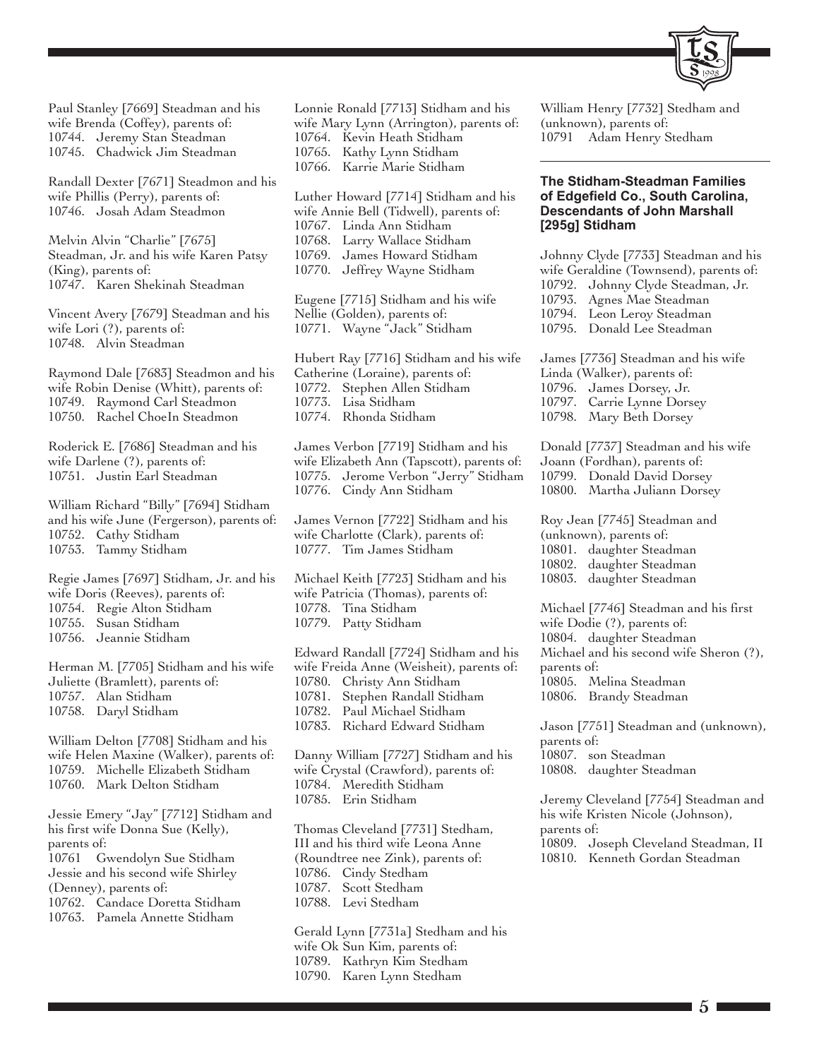Paul Stanley [7669] Steadman and his wife Brenda (Coffey), parents of:
10744. Jeremy Stan Steadman
10745. Chadwick Jim Steadman

Randall Dexter [7671] Steadmon and his wife Phillis (Perry), parents of:
10746. Josah Adam Steadmon

Melvin Alvin "Charlie" [7675] Steadman, Jr. and his wife Karen Patsy (King), parents of:
10747. Karen Shekinah Steadman

Vincent Avery [7679] Steadman and his wife Lori (?), parents of:
10748. Alvin Steadman

Raymond Dale [7683] Steadmon and his wife Robin Denise (Whitt), parents of:
10749. Raymond Carl Steadmon
10750. Rachel ChoeIn Steadmon

Roderick E. [7686] Steadman and his wife Darlene (?), parents of:
10751. Justin Earl Steadman

William Richard "Billy" [7694] Stidham and his wife June (Fergerson), parents of:
10752. Cathy Stidham
10753. Tammy Stidham

Regie James [7697] Stidham, Jr. and his wife Doris (Reeves), parents of:
10754. Regie Alton Stidham
10755. Susan Stidham
10756. Jeannie Stidham

Herman M. [7705] Stidham and his wife Juliette (Bramlett), parents of:
10757. Alan Stidham
10758. Daryl Stidham

William Delton [7708] Stidham and his wife Helen Maxine (Walker), parents of:
10759. Michelle Elizabeth Stidham
10760. Mark Delton Stidham

Jessie Emery "Jay" [7712] Stidham and his first wife Donna Sue (Kelly), parents of:
10761 Gwendolyn Sue Stidham
Jessie and his second wife Shirley (Denney), parents of:
10762. Candace Doretta Stidham
10763. Pamela Annette Stidham

Lonnie Ronald [7713] Stidham and his wife Mary Lynn (Arrington), parents of:
10764. Kevin Heath Stidham
10765. Kathy Lynn Stidham
10766. Karrie Marie Stidham

Luther Howard [7714] Stidham and his wife Annie Bell (Tidwell), parents of:
10767. Linda Ann Stidham
10768. Larry Wallace Stidham
10769. James Howard Stidham
10770. Jeffrey Wayne Stidham

Eugene [7715] Stidham and his wife Nellie (Golden), parents of:
10771. Wayne "Jack" Stidham

Hubert Ray [7716] Stidham and his wife Catherine (Loraine), parents of:
10772. Stephen Allen Stidham
10773. Lisa Stidham
10774. Rhonda Stidham

James Verbon [7719] Stidham and his wife Elizabeth Ann (Tapscott), parents of:
10775. Jerome Verbon "Jerry" Stidham
10776. Cindy Ann Stidham

James Vernon [7722] Stidham and his wife Charlotte (Clark), parents of:
10777. Tim James Stidham

Michael Keith [7723] Stidham and his wife Patricia (Thomas), parents of:
10778. Tina Stidham
10779. Patty Stidham

Edward Randall [7724] Stidham and his wife Freida Anne (Weisheit), parents of:
10780. Christy Ann Stidham
10781. Stephen Randall Stidham
10782. Paul Michael Stidham
10783. Richard Edward Stidham

Danny William [7727] Stidham and his wife Crystal (Crawford), parents of:
10784. Meredith Stidham
10785. Erin Stidham

Thomas Cleveland [7731] Stedham, III and his third wife Leona Anne (Roundtree nee Zink), parents of:
10786. Cindy Stedham
10787. Scott Stedham
10788. Levi Stedham

Gerald Lynn [7731a] Stedham and his wife Ok Sun Kim, parents of:
10789. Kathryn Kim Stedham
10790. Karen Lynn Stedham

William Henry [7732] Stedham and (unknown), parents of:
10791 Adam Henry Stedham

### The Stidham-Steadman Families of Edgefield Co., South Carolina, Descendants of John Marshall [295g] Stidham

Johnny Clyde [7733] Steadman and his wife Geraldine (Townsend), parents of:
10792. Johnny Clyde Steadman, Jr.
10793. Agnes Mae Steadman
10794. Leon Leroy Steadman
10795. Donald Lee Steadman

James [7736] Steadman and his wife Linda (Walker), parents of:
10796. James Dorsey, Jr.
10797. Carrie Lynne Dorsey
10798. Mary Beth Dorsey

Donald [7737] Steadman and his wife Joann (Fordhan), parents of:
10799. Donald David Dorsey
10800. Martha Juliann Dorsey

Roy Jean [7745] Steadman and (unknown), parents of:
10801. daughter Steadman
10802. daughter Steadman
10803. daughter Steadman

Michael [7746] Steadman and his first wife Dodie (?), parents of:
10804. daughter Steadman
Michael and his second wife Sheron (?), parents of:
10805. Melina Steadman
10806. Brandy Steadman

Jason [7751] Steadman and (unknown), parents of:
10807. son Steadman
10808. daughter Steadman

Jeremy Cleveland [7754] Steadman and his wife Kristen Nicole (Johnson), parents of:
10809. Joseph Cleveland Steadman, II
10810. Kenneth Gordan Steadman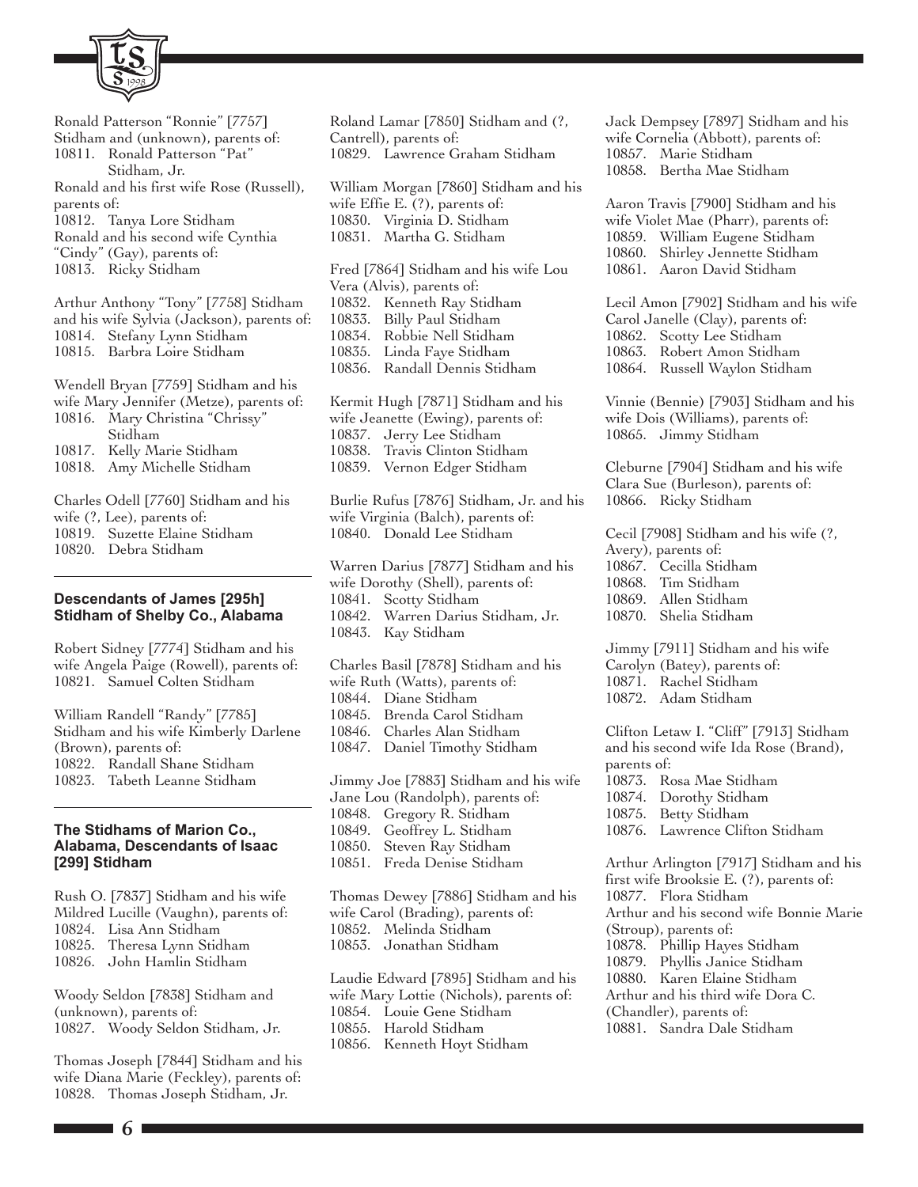Ronald Patterson "Ronnie" [7757] Stidham and (unknown), parents of:
10811. Ronald Patterson "Pat" Stidham, Jr.
Ronald and his first wife Rose (Russell), parents of:
10812. Tanya Lore Stidham
Ronald and his second wife Cynthia "Cindy" (Gay), parents of:
10813. Ricky Stidham

Arthur Anthony "Tony" [7758] Stidham and his wife Sylvia (Jackson), parents of:
10814. Stefany Lynn Stidham
10815. Barbra Loire Stidham

Wendell Bryan [7759] Stidham and his wife Mary Jennifer (Metze), parents of:
10816. Mary Christina "Chrissy" Stidham
10817. Kelly Marie Stidham
10818. Amy Michelle Stidham

Charles Odell [7760] Stidham and his wife (?, Lee), parents of:
10819. Suzette Elaine Stidham
10820. Debra Stidham

### Descendants of James [295h] Stidham of Shelby Co., Alabama

Robert Sidney [7774] Stidham and his wife Angela Paige (Rowell), parents of:
10821. Samuel Colten Stidham

William Randell "Randy" [7785] Stidham and his wife Kimberly Darlene (Brown), parents of:
10822. Randall Shane Stidham
10823. Tabeth Leanne Stidham

### The Stidhams of Marion Co., Alabama, Descendants of Isaac [299] Stidham

Rush O. [7837] Stidham and his wife Mildred Lucille (Vaughn), parents of:
10824. Lisa Ann Stidham
10825. Theresa Lynn Stidham
10826. John Hamlin Stidham

Woody Seldon [7838] Stidham and (unknown), parents of:
10827. Woody Seldon Stidham, Jr.

Thomas Joseph [7844] Stidham and his wife Diana Marie (Feckley), parents of:
10828. Thomas Joseph Stidham, Jr.

Roland Lamar [7850] Stidham and (?, Cantrell), parents of:
10829. Lawrence Graham Stidham

William Morgan [7860] Stidham and his wife Effie E. (?), parents of:
10830. Virginia D. Stidham
10831. Martha G. Stidham

Fred [7864] Stidham and his wife Lou Vera (Alvis), parents of:
10832. Kenneth Ray Stidham
10833. Billy Paul Stidham
10834. Robbie Nell Stidham
10835. Linda Faye Stidham
10836. Randall Dennis Stidham

Kermit Hugh [7871] Stidham and his wife Jeanette (Ewing), parents of:
10837. Jerry Lee Stidham
10838. Travis Clinton Stidham
10839. Vernon Edger Stidham

Burlie Rufus [7876] Stidham, Jr. and his wife Virginia (Balch), parents of:
10840. Donald Lee Stidham

Warren Darius [7877] Stidham and his wife Dorothy (Shell), parents of:
10841. Scotty Stidham
10842. Warren Darius Stidham, Jr.
10843. Kay Stidham

Charles Basil [7878] Stidham and his wife Ruth (Watts), parents of:
10844. Diane Stidham
10845. Brenda Carol Stidham
10846. Charles Alan Stidham
10847. Daniel Timothy Stidham

Jimmy Joe [7883] Stidham and his wife Jane Lou (Randolph), parents of:
10848. Gregory R. Stidham
10849. Geoffrey L. Stidham
10850. Steven Ray Stidham
10851. Freda Denise Stidham

Thomas Dewey [7886] Stidham and his wife Carol (Brading), parents of:
10852. Melinda Stidham
10853. Jonathan Stidham

Laudie Edward [7895] Stidham and his wife Mary Lottie (Nichols), parents of:
10854. Louie Gene Stidham
10855. Harold Stidham
10856. Kenneth Hoyt Stidham

Jack Dempsey [7897] Stidham and his wife Cornelia (Abbott), parents of:
10857. Marie Stidham
10858. Bertha Mae Stidham

Aaron Travis [7900] Stidham and his wife Violet Mae (Pharr), parents of:
10859. William Eugene Stidham
10860. Shirley Jennette Stidham
10861. Aaron David Stidham

Lecil Amon [7902] Stidham and his wife Carol Janelle (Clay), parents of:
10862. Scotty Lee Stidham
10863. Robert Amon Stidham
10864. Russell Waylon Stidham

Vinnie (Bennie) [7903] Stidham and his wife Dois (Williams), parents of:
10865. Jimmy Stidham

Cleburne [7904] Stidham and his wife Clara Sue (Burleson), parents of:
10866. Ricky Stidham

Cecil [7908] Stidham and his wife (?, Avery), parents of:
10867. Cecilla Stidham
10868. Tim Stidham
10869. Allen Stidham
10870. Shelia Stidham

Jimmy [7911] Stidham and his wife Carolyn (Batey), parents of:
10871. Rachel Stidham
10872. Adam Stidham

Clifton Letaw I. "Cliff" [7913] Stidham and his second wife Ida Rose (Brand), parents of:
10873. Rosa Mae Stidham
10874. Dorothy Stidham
10875. Betty Stidham
10876. Lawrence Clifton Stidham

Arthur Arlington [7917] Stidham and his first wife Brooksie E. (?), parents of:
10877. Flora Stidham
Arthur and his second wife Bonnie Marie (Stroup), parents of:
10878. Phillip Hayes Stidham
10879. Phyllis Janice Stidham
10880. Karen Elaine Stidham
Arthur and his third wife Dora C. (Chandler), parents of:
10881. Sandra Dale Stidham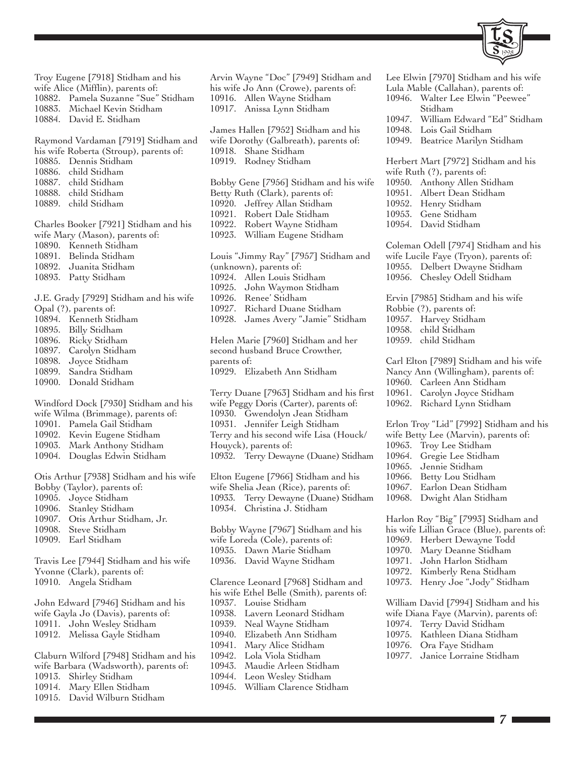Troy Eugene [7918] Stidham and his wife Alice (Mifflin), parents of:
10882. Pamela Suzanne “Sue” Stidham
10883. Michael Kevin Stidham
10884. David E. Stidham

Raymond Vardaman [7919] Stidham and his wife Roberta (Stroup), parents of:
10885. Dennis Stidham
10886. child Stidham
10887. child Stidham
10888. child Stidham
10889. child Stidham

Charles Booker [7921] Stidham and his wife Mary (Mason), parents of:
10890. Kenneth Stidham
10891. Belinda Stidham
10892. Juanita Stidham
10893. Patty Stidham

J.E. Grady [7929] Stidham and his wife Opal (?), parents of:
10894. Kenneth Stidham
10895. Billy Stidham
10896. Ricky Stidham
10897. Carolyn Stidham
10898. Joyce Stidham
10899. Sandra Stidham
10900. Donald Stidham

Windford Dock [7930] Stidham and his wife Wilma (Brimmage), parents of:
10901. Pamela Gail Stidham
10902. Kevin Eugene Stidham
10903. Mark Anthony Stidham
10904. Douglas Edwin Stidham

Otis Arthur [7938] Stidham and his wife Bobby (Taylor), parents of:
10905. Joyce Stidham
10906. Stanley Stidham
10907. Otis Arthur Stidham, Jr.
10908. Steve Stidham
10909. Earl Stidham

Travis Lee [7944] Stidham and his wife Yvonne (Clark), parents of:
10910. Angela Stidham

John Edward [7946] Stidham and his wife Gayla Jo (Davis), parents of:
10911. John Wesley Stidham
10912. Melissa Gayle Stidham

Claburn Wilford [7948] Stidham and his wife Barbara (Wadsworth), parents of:
10913. Shirley Stidham
10914. Mary Ellen Stidham
10915. David Wilburn Stidham

Arvin Wayne “Doc” [7949] Stidham and his wife Jo Ann (Crowe), parents of:
10916. Allen Wayne Stidham
10917. Anissa Lynn Stidham

James Hallen [7952] Stidham and his wife Dorothy (Galbreath), parents of:
10918. Shane Stidham
10919. Rodney Stidham

Bobby Gene [7956] Stidham and his wife Betty Ruth (Clark), parents of:
10920. Jeffrey Allan Stidham
10921. Robert Dale Stidham
10922. Robert Wayne Stidham
10923. William Eugene Stidham

Louis “Jimmy Ray” [7957] Stidham and (unknown), parents of:
10924. Allen Louis Stidham
10925. John Waymon Stidham
10926. Renee’ Stidham
10927. Richard Duane Stidham
10928. James Avery “Jamie” Stidham

Helen Marie [7960] Stidham and her second husband Bruce Crowther, parents of:
10929. Elizabeth Ann Stidham

Terry Duane [7963] Stidham and his first wife Peggy Doris (Carter), parents of:
10930. Gwendolyn Jean Stidham
10931. Jennifer Leigh Stidham
Terry and his second wife Lisa (Houck/Houyck), parents of:
10932. Terry Dewayne (Duane) Stidham

Elton Eugene [7966] Stidham and his wife Shelia Jean (Rice), parents of:
10933. Terry Dewayne (Duane) Stidham
10934. Christina J. Stidham

Bobby Wayne [7967] Stidham and his wife Loreda (Cole), parents of:
10935. Dawn Marie Stidham
10936. David Wayne Stidham

Clarence Leonard [7968] Stidham and his wife Ethel Belle (Smith), parents of:
10937. Louise Stidham
10938. Lavern Leonard Stidham
10939. Neal Wayne Stidham
10940. Elizabeth Ann Stidham
10941. Mary Alice Stidham
10942. Lola Viola Stidham
10943. Maudie Arleen Stidham
10944. Leon Wesley Stidham
10945. William Clarence Stidham

Lee Elwin [7970] Stidham and his wife Lula Mable (Callahan), parents of:
10946. Walter Lee Elwin “Peewee” Stidham
10947. William Edward “Ed” Stidham
10948. Lois Gail Stidham
10949. Beatrice Marilyn Stidham

Herbert Mart [7972] Stidham and his wife Ruth (?), parents of:
10950. Anthony Allen Stidham
10951. Albert Dean Stidham
10952. Henry Stidham
10953. Gene Stidham
10954. David Stidham

Coleman Odell [7974] Stidham and his wife Lucile Faye (Tryon), parents of:
10955. Delbert Dwayne Stidham
10956. Chesley Odell Stidham

Ervin [7985] Stidham and his wife Robbie (?), parents of:
10957. Harvey Stidham
10958. child Stidham
10959. child Stidham

Carl Elton [7989] Stidham and his wife Nancy Ann (Willingham), parents of:
10960. Carleen Ann Stidham
10961. Carolyn Joyce Stidham
10962. Richard Lynn Stidham

Erlon Troy “Lid” [7992] Stidham and his wife Betty Lee (Marvin), parents of:
10963. Troy Lee Stidham
10964. Gregie Lee Stidham
10965. Jennie Stidham
10966. Betty Lou Stidham
10967. Earlon Dean Stidham
10968. Dwight Alan Stidham

Harlon Roy “Big” [7993] Stidham and his wife Lillian Grace (Blue), parents of:
10969. Herbert Dewayne Todd
10970. Mary Deanne Stidham
10971. John Harlon Stidham
10972. Kimberly Rena Stidham
10973. Henry Joe “Jody” Stidham

William David [7994] Stidham and his wife Diana Faye (Marvin), parents of:
10974. Terry David Stidham
10975. Kathleen Diana Stidham
10976. Ora Faye Stidham
10977. Janice Lorraine Stidham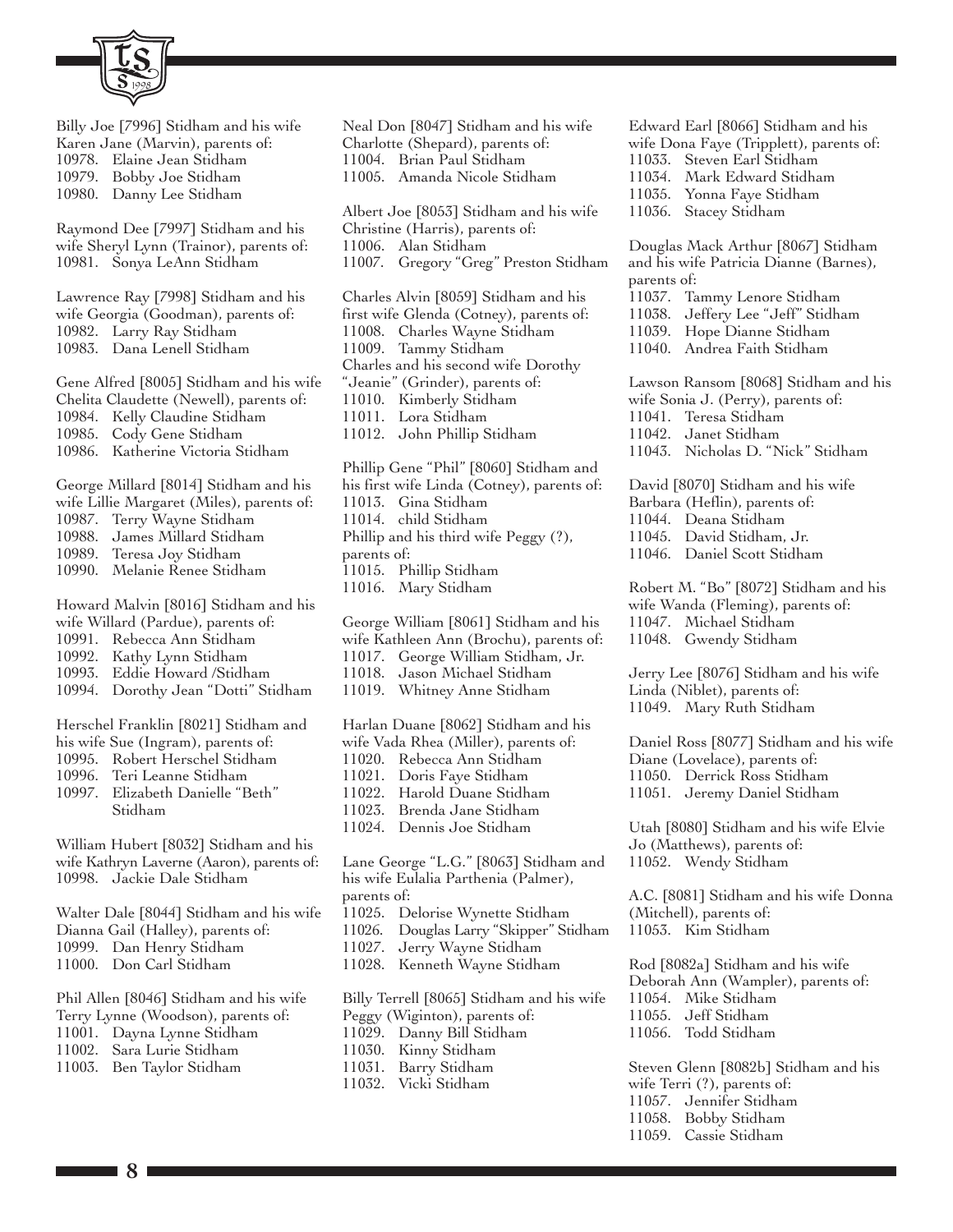Billy Joe [7996] Stidham and his wife Karen Jane (Marvin), parents of:
10978. Elaine Jean Stidham
10979. Bobby Joe Stidham
10980. Danny Lee Stidham

Raymond Dee [7997] Stidham and his wife Sheryl Lynn (Trainor), parents of:
10981. Sonya LeAnn Stidham

Lawrence Ray [7998] Stidham and his wife Georgia (Goodman), parents of:
10982. Larry Ray Stidham
10983. Dana Lenell Stidham

Gene Alfred [8005] Stidham and his wife Chelita Claudette (Newell), parents of:
10984. Kelly Claudine Stidham
10985. Cody Gene Stidham
10986. Katherine Victoria Stidham

George Millard [8014] Stidham and his wife Lillie Margaret (Miles), parents of:
10987. Terry Wayne Stidham
10988. James Millard Stidham
10989. Teresa Joy Stidham
10990. Melanie Renee Stidham

Howard Malvin [8016] Stidham and his wife Willard (Pardue), parents of:
10991. Rebecca Ann Stidham
10992. Kathy Lynn Stidham
10993. Eddie Howard /Stidham
10994. Dorothy Jean "Dotti" Stidham

Herschel Franklin [8021] Stidham and his wife Sue (Ingram), parents of:
10995. Robert Herschel Stidham
10996. Teri Leanne Stidham
10997. Elizabeth Danielle "Beth" Stidham

William Hubert [8032] Stidham and his wife Kathryn Laverne (Aaron), parents of:
10998. Jackie Dale Stidham

Walter Dale [8044] Stidham and his wife Dianna Gail (Halley), parents of:
10999. Dan Henry Stidham
11000. Don Carl Stidham

Phil Allen [8046] Stidham and his wife Terry Lynne (Woodson), parents of:
11001. Dayna Lynne Stidham
11002. Sara Lurie Stidham
11003. Ben Taylor Stidham

Neal Don [8047] Stidham and his wife Charlotte (Shepard), parents of:
11004. Brian Paul Stidham
11005. Amanda Nicole Stidham

Albert Joe [8053] Stidham and his wife Christine (Harris), parents of:
11006. Alan Stidham
11007. Gregory "Greg" Preston Stidham

Charles Alvin [8059] Stidham and his first wife Glenda (Cotney), parents of:
11008. Charles Wayne Stidham
11009. Tammy Stidham
Charles and his second wife Dorothy "Jeanie" (Grinder), parents of:
11010. Kimberly Stidham
11011. Lora Stidham
11012. John Phillip Stidham

Phillip Gene "Phil" [8060] Stidham and his first wife Linda (Cotney), parents of:
11013. Gina Stidham
11014. child Stidham
Phillip and his third wife Peggy (?), parents of:
11015. Phillip Stidham
11016. Mary Stidham

George William [8061] Stidham and his wife Kathleen Ann (Brochu), parents of:
11017. George William Stidham, Jr.
11018. Jason Michael Stidham
11019. Whitney Anne Stidham

Harlan Duane [8062] Stidham and his wife Vada Rhea (Miller), parents of:
11020. Rebecca Ann Stidham
11021. Doris Faye Stidham
11022. Harold Duane Stidham
11023. Brenda Jane Stidham
11024. Dennis Joe Stidham

Lane George "L.G." [8063] Stidham and his wife Eulalia Parthenia (Palmer), parents of:
11025. Delorise Wynette Stidham
11026. Douglas Larry "Skipper" Stidham
11027. Jerry Wayne Stidham
11028. Kenneth Wayne Stidham

Billy Terrell [8065] Stidham and his wife Peggy (Wiginton), parents of:
11029. Danny Bill Stidham
11030. Kinny Stidham
11031. Barry Stidham
11032. Vicki Stidham

Edward Earl [8066] Stidham and his wife Dona Faye (Tripplett), parents of:
11033. Steven Earl Stidham
11034. Mark Edward Stidham
11035. Yonna Faye Stidham
11036. Stacey Stidham

Douglas Mack Arthur [8067] Stidham and his wife Patricia Dianne (Barnes), parents of:
11037. Tammy Lenore Stidham
11038. Jeffery Lee "Jeff" Stidham
11039. Hope Dianne Stidham
11040. Andrea Faith Stidham

Lawson Ransom [8068] Stidham and his wife Sonia J. (Perry), parents of:
11041. Teresa Stidham
11042. Janet Stidham
11043. Nicholas D. "Nick" Stidham

David [8070] Stidham and his wife Barbara (Heflin), parents of:
11044. Deana Stidham
11045. David Stidham, Jr.
11046. Daniel Scott Stidham

Robert M. "Bo" [8072] Stidham and his wife Wanda (Fleming), parents of:
11047. Michael Stidham
11048. Gwendy Stidham

Jerry Lee [8076] Stidham and his wife Linda (Niblet), parents of:
11049. Mary Ruth Stidham

Daniel Ross [8077] Stidham and his wife Diane (Lovelace), parents of:
11050. Derrick Ross Stidham
11051. Jeremy Daniel Stidham

Utah [8080] Stidham and his wife Elvie Jo (Matthews), parents of:
11052. Wendy Stidham

A.C. [8081] Stidham and his wife Donna (Mitchell), parents of:
11053. Kim Stidham

Rod [8082a] Stidham and his wife Deborah Ann (Wampler), parents of:
11054. Mike Stidham
11055. Jeff Stidham
11056. Todd Stidham

Steven Glenn [8082b] Stidham and his wife Terri (?), parents of:
11057. Jennifer Stidham
11058. Bobby Stidham
11059. Cassie Stidham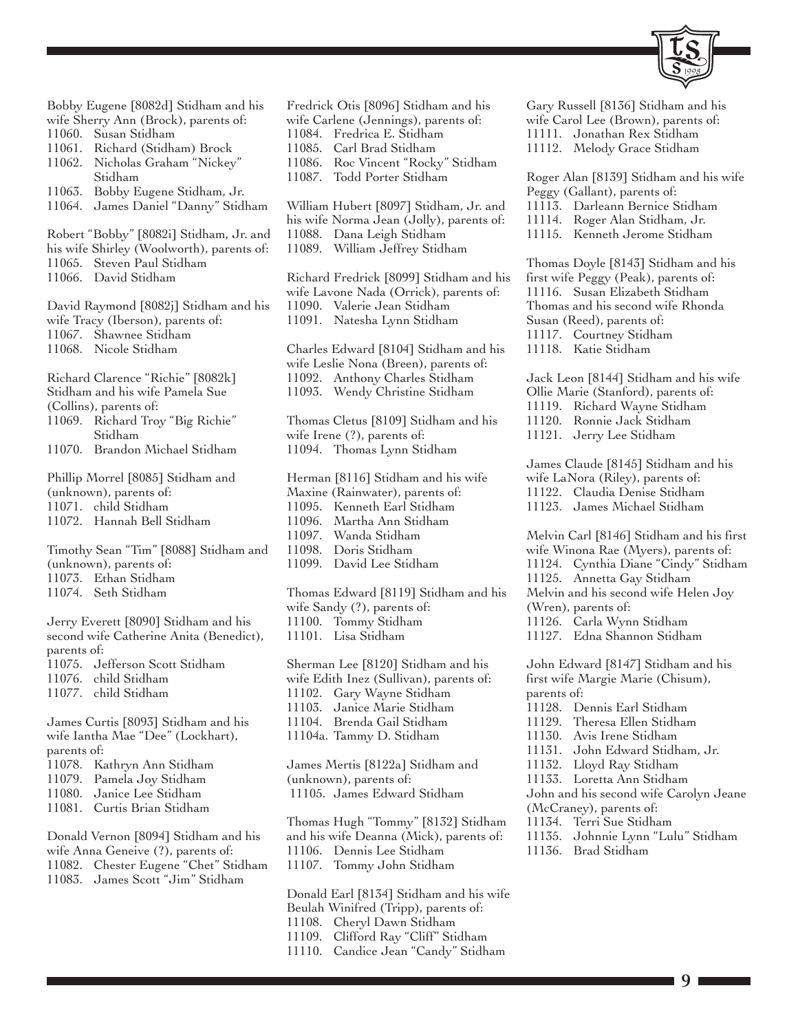Bobby Eugene [8082d] Stidham and his wife Sherry Ann (Brock), parents of:

11060. Susan Stidham
11061. Richard (Stidham) Brock
11062. Nicholas Graham "Nickey" Stidham
11063. Bobby Eugene Stidham, Jr.
11064. James Daniel "Danny" Stidham

Robert "Bobby" [8082i] Stidham, Jr. and his wife Shirley (Woolworth), parents of:

11065. Steven Paul Stidham
11066. David Stidham

David Raymond [8082j] Stidham and his wife Tracy (Iberson), parents of:

11067. Shawnee Stidham
11068. Nicole Stidham

Richard Clarence "Richie" [8082k] Stidham and his wife Pamela Sue (Collins), parents of:

11069. Richard Troy "Big Richie" Stidham
11070. Brandon Michael Stidham

Phillip Morrel [8085] Stidham and (unknown), parents of:

11071. child Stidham
11072. Hannah Bell Stidham

Timothy Sean "Tim" [8088] Stidham and (unknown), parents of:

11073. Ethan Stidham
11074. Seth Stidham

Jerry Everett [8090] Stidham and his second wife Catherine Anita (Benedict), parents of:

11075. Jefferson Scott Stidham
11076. child Stidham
11077. child Stidham

James Curtis [8093] Stidham and his wife Iantha Mae "Dee" (Lockhart), parents of:

11078. Kathryn Ann Stidham
11079. Pamela Joy Stidham
11080. Janice Lee Stidham
11081. Curtis Brian Stidham

Donald Vernon [8094] Stidham and his wife Anna Geneive (?), parents of:

11082. Chester Eugene "Chet" Stidham
11083. James Scott "Jim" Stidham

Fredrick Otis [8096] Stidham and his wife Carlene (Jennings), parents of:

11084. Fredrica E. Stidham
11085. Carl Brad Stidham
11086. Roc Vincent "Rocky" Stidham
11087. Todd Porter Stidham

William Hubert [8097] Stidham, Jr. and his wife Norma Jean (Jolly), parents of:

11088. Dana Leigh Stidham
11089. William Jeffrey Stidham

Richard Fredrick [8099] Stidham and his wife Lavone Nada (Orrick), parents of:

11090. Valerie Jean Stidham
11091. Natesha Lynn Stidham

Charles Edward [8104] Stidham and his wife Leslie Nona (Breen), parents of:

11092. Anthony Charles Stidham
11093. Wendy Christine Stidham

Thomas Cletus [8109] Stidham and his wife Irene (?), parents of:

11094. Thomas Lynn Stidham

Herman [8116] Stidham and his wife Maxine (Rainwater), parents of:

11095. Kenneth Earl Stidham
11096. Martha Ann Stidham
11097. Wanda Stidham
11098. Doris Stidham
11099. David Lee Stidham

Thomas Edward [8119] Stidham and his wife Sandy (?), parents of:

11100. Tommy Stidham
11101. Lisa Stidham

Sherman Lee [8120] Stidham and his wife Edith Inez (Sullivan), parents of:

11102. Gary Wayne Stidham
11103. Janice Marie Stidham
11104. Brenda Gail Stidham
11104a. Tammy D. Stidham

James Mertis [8122a] Stidham and (unknown), parents of:

11105. James Edward Stidham

Thomas Hugh "Tommy" [8132] Stidham and his wife Deanna (Mick), parents of:

11106. Dennis Lee Stidham
11107. Tommy John Stidham

Donald Earl [8134] Stidham and his wife Beulah Winifred (Tripp), parents of:

11108. Cheryl Dawn Stidham
11109. Clifford Ray "Cliff" Stidham
11110. Candice Jean "Candy" Stidham

Gary Russell [8136] Stidham and his wife Carol Lee (Brown), parents of:

11111. Jonathan Rex Stidham
11112. Melody Grace Stidham

Roger Alan [8139] Stidham and his wife Peggy (Gallant), parents of:

11113. Darleann Bernice Stidham
11114. Roger Alan Stidham, Jr.
11115. Kenneth Jerome Stidham

Thomas Doyle [8143] Stidham and his first wife Peggy (Peak), parents of:

11116. Susan Elizabeth Stidham

Thomas and his second wife Rhonda Susan (Reed), parents of:

11117. Courtney Stidham
11118. Katie Stidham

Jack Leon [8144] Stidham and his wife Ollie Marie (Stanford), parents of:

11119. Richard Wayne Stidham
11120. Ronnie Jack Stidham
11121. Jerry Lee Stidham

James Claude [8145] Stidham and his wife LaNora (Riley), parents of:

11122. Claudia Denise Stidham
11123. James Michael Stidham

Melvin Carl [8146] Stidham and his first wife Winona Rae (Myers), parents of:

11124. Cynthia Diane "Cindy" Stidham
11125. Annetta Gay Stidham

Melvin and his second wife Helen Joy (Wren), parents of:

11126. Carla Wynn Stidham
11127. Edna Shannon Stidham

John Edward [8147] Stidham and his first wife Margie Marie (Chisum), parents of:

11128. Dennis Earl Stidham
11129. Theresa Ellen Stidham
11130. Avis Irene Stidham
11131. John Edward Stidham, Jr.
11132. Lloyd Ray Stidham
11133. Loretta Ann Stidham

John and his second wife Carolyn Jeane (McCraney), parents of:

11134. Terri Sue Stidham
11135. Johnnie Lynn "Lulu" Stidham
11136. Brad Stidham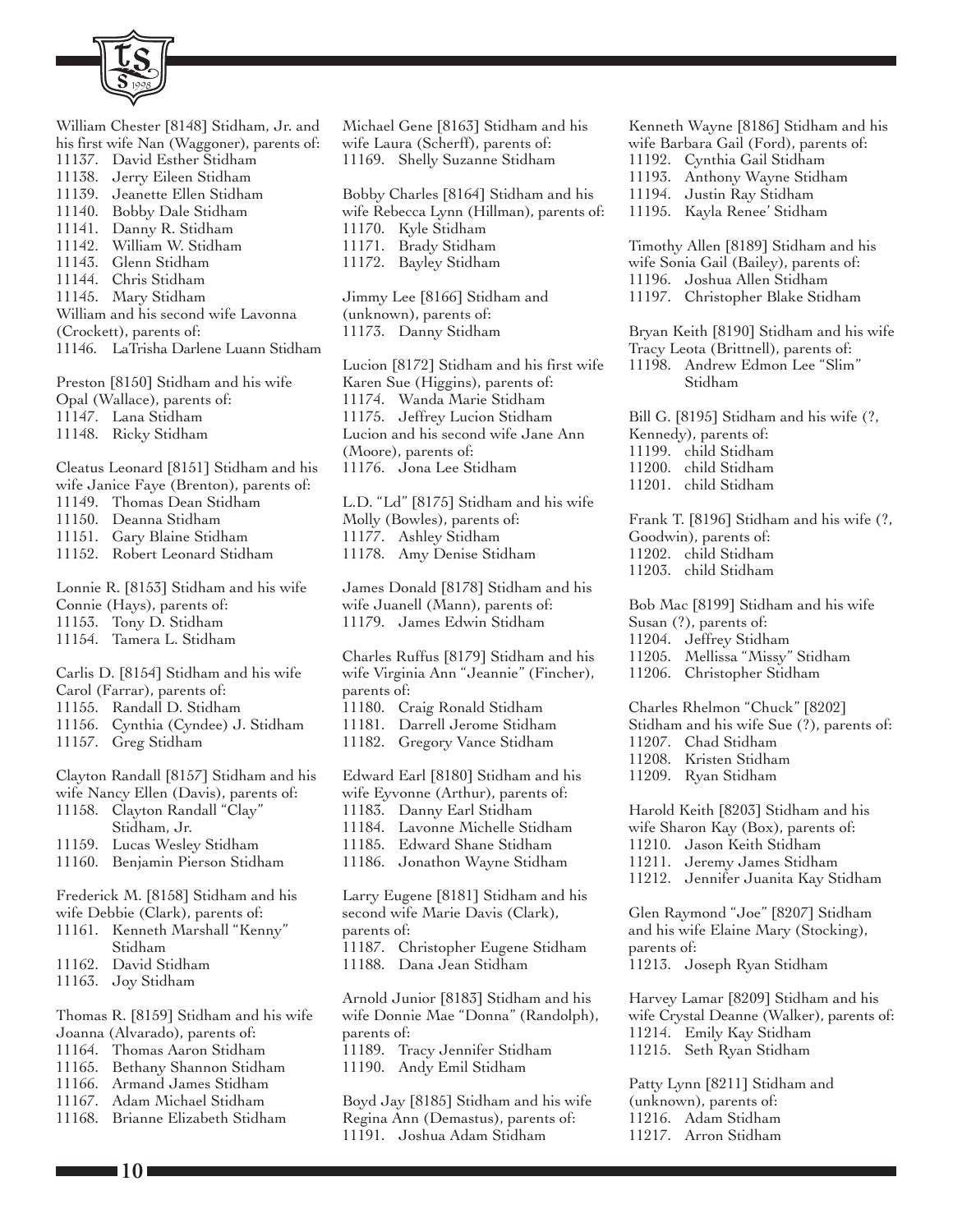William Chester [8148] Stidham, Jr. and his first wife Nan (Waggoner), parents of:
11137. David Esther Stidham
11138. Jerry Eileen Stidham
11139. Jeanette Ellen Stidham
11140. Bobby Dale Stidham
11141. Danny R. Stidham
11142. William W. Stidham
11143. Glenn Stidham
11144. Chris Stidham
11145. Mary Stidham
William and his second wife Lavonna (Crockett), parents of:
11146. LaTrisha Darlene Luann Stidham

Preston [8150] Stidham and his wife Opal (Wallace), parents of:
11147. Lana Stidham
11148. Ricky Stidham

Cleatus Leonard [8151] Stidham and his wife Janice Faye (Brenton), parents of:
11149. Thomas Dean Stidham
11150. Deanna Stidham
11151. Gary Blaine Stidham
11152. Robert Leonard Stidham

Lonnie R. [8153] Stidham and his wife Connie (Hays), parents of:
11153. Tony D. Stidham
11154. Tamera L. Stidham

Carlis D. [8154] Stidham and his wife Carol (Farrar), parents of:
11155. Randall D. Stidham
11156. Cynthia (Cyndee) J. Stidham
11157. Greg Stidham

Clayton Randall [8157] Stidham and his wife Nancy Ellen (Davis), parents of:
11158. Clayton Randall "Clay" Stidham, Jr.
11159. Lucas Wesley Stidham
11160. Benjamin Pierson Stidham

Frederick M. [8158] Stidham and his wife Debbie (Clark), parents of:
11161. Kenneth Marshall "Kenny" Stidham
11162. David Stidham
11163. Joy Stidham

Thomas R. [8159] Stidham and his wife Joanna (Alvarado), parents of:
11164. Thomas Aaron Stidham
11165. Bethany Shannon Stidham
11166. Armand James Stidham
11167. Adam Michael Stidham
11168. Brianne Elizabeth Stidham

Michael Gene [8163] Stidham and his wife Laura (Scherff), parents of:
11169. Shelly Suzanne Stidham

Bobby Charles [8164] Stidham and his wife Rebecca Lynn (Hillman), parents of:
11170. Kyle Stidham
11171. Brady Stidham
11172. Bayley Stidham

Jimmy Lee [8166] Stidham and (unknown), parents of:
11173. Danny Stidham

Lucion [8172] Stidham and his first wife Karen Sue (Higgins), parents of:
11174. Wanda Marie Stidham
11175. Jeffrey Lucion Stidham
Lucion and his second wife Jane Ann (Moore), parents of:
11176. Jona Lee Stidham

L.D. "Ld" [8175] Stidham and his wife Molly (Bowles), parents of:
11177. Ashley Stidham
11178. Amy Denise Stidham

James Donald [8178] Stidham and his wife Juanell (Mann), parents of:
11179. James Edwin Stidham

Charles Ruffus [8179] Stidham and his wife Virginia Ann "Jeannie" (Fincher), parents of:
11180. Craig Ronald Stidham
11181. Darrell Jerome Stidham
11182. Gregory Vance Stidham

Edward Earl [8180] Stidham and his wife Eyvonne (Arthur), parents of:
11183. Danny Earl Stidham
11184. Lavonne Michelle Stidham
11185. Edward Shane Stidham
11186. Jonathon Wayne Stidham

Larry Eugene [8181] Stidham and his second wife Marie Davis (Clark), parents of:
11187. Christopher Eugene Stidham
11188. Dana Jean Stidham

Arnold Junior [8183] Stidham and his wife Donnie Mae "Donna" (Randolph), parents of:
11189. Tracy Jennifer Stidham
11190. Andy Emil Stidham

Boyd Jay [8185] Stidham and his wife Regina Ann (Demastus), parents of:
11191. Joshua Adam Stidham

Kenneth Wayne [8186] Stidham and his wife Barbara Gail (Ford), parents of:
11192. Cynthia Gail Stidham
11193. Anthony Wayne Stidham
11194. Justin Ray Stidham
11195. Kayla Renee' Stidham

Timothy Allen [8189] Stidham and his wife Sonia Gail (Bailey), parents of:
11196. Joshua Allen Stidham
11197. Christopher Blake Stidham

Bryan Keith [8190] Stidham and his wife Tracy Leota (Brittnell), parents of:
11198. Andrew Edmon Lee "Slim" Stidham

Bill G. [8195] Stidham and his wife (?, Kennedy), parents of:
11199. child Stidham
11200. child Stidham
11201. child Stidham

Frank T. [8196] Stidham and his wife (?, Goodwin), parents of:
11202. child Stidham
11203. child Stidham

Bob Mac [8199] Stidham and his wife Susan (?), parents of:
11204. Jeffrey Stidham
11205. Mellissa "Missy" Stidham
11206. Christopher Stidham

Charles Rhelmon "Chuck" [8202] Stidham and his wife Sue (?), parents of:
11207. Chad Stidham
11208. Kristen Stidham
11209. Ryan Stidham

Harold Keith [8203] Stidham and his wife Sharon Kay (Box), parents of:
11210. Jason Keith Stidham
11211. Jeremy James Stidham
11212. Jennifer Juanita Kay Stidham

Glen Raymond "Joe" [8207] Stidham and his wife Elaine Mary (Stocking), parents of:
11213. Joseph Ryan Stidham

Harvey Lamar [8209] Stidham and his wife Crystal Deanne (Walker), parents of:
11214. Emily Kay Stidham
11215. Seth Ryan Stidham

Patty Lynn [8211] Stidham and (unknown), parents of:
11216. Adam Stidham
11217. Arron Stidham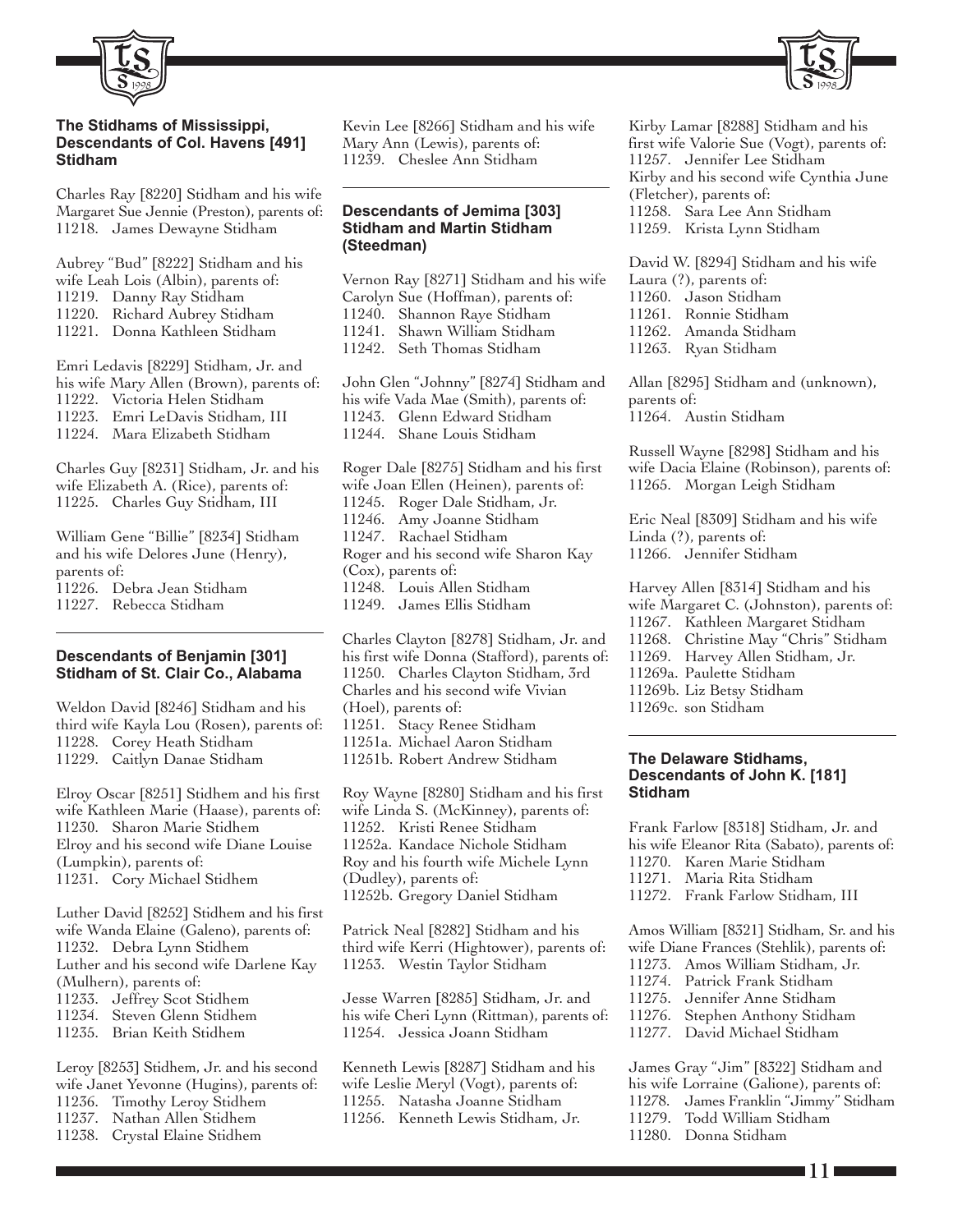### The Stidhams of Mississippi, Descendants of Col. Havens [491] Stidham

Charles Ray [8220] Stidham and his wife Margaret Sue Jennie (Preston), parents of:
11218. James Dewayne Stidham

Aubrey "Bud" [8222] Stidham and his wife Leah Lois (Albin), parents of:
11219. Danny Ray Stidham
11220. Richard Aubrey Stidham
11221. Donna Kathleen Stidham

Emri Ledavis [8229] Stidham, Jr. and his wife Mary Allen (Brown), parents of:
11222. Victoria Helen Stidham
11223. Emri LeDavis Stidham, III
11224. Mara Elizabeth Stidham

Charles Guy [8231] Stidham, Jr. and his wife Elizabeth A. (Rice), parents of:
11225. Charles Guy Stidham, III

William Gene "Billie" [8234] Stidham and his wife Delores June (Henry), parents of:
11226. Debra Jean Stidham
11227. Rebecca Stidham

### Descendants of Benjamin [301] Stidham of St. Clair Co., Alabama

Weldon David [8246] Stidham and his third wife Kayla Lou (Rosen), parents of:
11228. Corey Heath Stidham
11229. Caitlyn Danae Stidham

Elroy Oscar [8251] Stidhem and his first wife Kathleen Marie (Haase), parents of:
11230. Sharon Marie Stidhem
Elroy and his second wife Diane Louise (Lumpkin), parents of:
11231. Cory Michael Stidhem

Luther David [8252] Stidhem and his first wife Wanda Elaine (Galeno), parents of:
11232. Debra Lynn Stidhem
Luther and his second wife Darlene Kay (Mulhern), parents of:
11233. Jeffrey Scot Stidhem
11234. Steven Glenn Stidhem
11235. Brian Keith Stidhem

Leroy [8253] Stidhem, Jr. and his second wife Janet Yevonne (Hugins), parents of:
11236. Timothy Leroy Stidhem
11237. Nathan Allen Stidhem
11238. Crystal Elaine Stidhem

Kevin Lee [8266] Stidham and his wife Mary Ann (Lewis), parents of:
11239. Cheslee Ann Stidham

### Descendants of Jemima [303] Stidham and Martin Stidham (Steedman)

Vernon Ray [8271] Stidham and his wife Carolyn Sue (Hoffman), parents of:
11240. Shannon Raye Stidham
11241. Shawn William Stidham
11242. Seth Thomas Stidham

John Glen "Johnny" [8274] Stidham and his wife Vada Mae (Smith), parents of:
11243. Glenn Edward Stidham
11244. Shane Louis Stidham

Roger Dale [8275] Stidham and his first wife Joan Ellen (Heinen), parents of:
11245. Roger Dale Stidham, Jr.
11246. Amy Joanne Stidham
11247. Rachael Stidham
Roger and his second wife Sharon Kay (Cox), parents of:
11248. Louis Allen Stidham
11249. James Ellis Stidham

Charles Clayton [8278] Stidham, Jr. and his first wife Donna (Stafford), parents of:
11250. Charles Clayton Stidham, 3rd
Charles and his second wife Vivian (Hoel), parents of:
11251. Stacy Renee Stidham
11251a. Michael Aaron Stidham
11251b. Robert Andrew Stidham

Roy Wayne [8280] Stidham and his first wife Linda S. (McKinney), parents of:
11252. Kristi Renee Stidham
11252a. Kandace Nichole Stidham
Roy and his fourth wife Michele Lynn (Dudley), parents of:
11252b. Gregory Daniel Stidham

Patrick Neal [8282] Stidham and his third wife Kerri (Hightower), parents of:
11253. Westin Taylor Stidham

Jesse Warren [8285] Stidham, Jr. and his wife Cheri Lynn (Rittman), parents of:
11254. Jessica Joann Stidham

Kenneth Lewis [8287] Stidham and his wife Leslie Meryl (Vogt), parents of:
11255. Natasha Joanne Stidham
11256. Kenneth Lewis Stidham, Jr.

Kirby Lamar [8288] Stidham and his first wife Valorie Sue (Vogt), parents of:
11257. Jennifer Lee Stidham
Kirby and his second wife Cynthia June (Fletcher), parents of:
11258. Sara Lee Ann Stidham
11259. Krista Lynn Stidham

David W. [8294] Stidham and his wife Laura (?), parents of:
11260. Jason Stidham
11261. Ronnie Stidham
11262. Amanda Stidham
11263. Ryan Stidham

Allan [8295] Stidham and (unknown), parents of:
11264. Austin Stidham

Russell Wayne [8298] Stidham and his wife Dacia Elaine (Robinson), parents of:
11265. Morgan Leigh Stidham

Eric Neal [8309] Stidham and his wife Linda (?), parents of:
11266. Jennifer Stidham

Harvey Allen [8314] Stidham and his wife Margaret C. (Johnston), parents of:
11267. Kathleen Margaret Stidham
11268. Christine May "Chris" Stidham
11269. Harvey Allen Stidham, Jr.
11269a. Paulette Stidham
11269b. Liz Betsy Stidham
11269c. son Stidham

### The Delaware Stidhams, Descendants of John K. [181] Stidham

Frank Farlow [8318] Stidham, Jr. and his wife Eleanor Rita (Sabato), parents of:
11270. Karen Marie Stidham
11271. Maria Rita Stidham
11272. Frank Farlow Stidham, III

Amos William [8321] Stidham, Sr. and his wife Diane Frances (Stehlik), parents of:
11273. Amos William Stidham, Jr.
11274. Patrick Frank Stidham
11275. Jennifer Anne Stidham
11276. Stephen Anthony Stidham
11277. David Michael Stidham

James Gray "Jim" [8322] Stidham and his wife Lorraine (Galione), parents of:
11278. James Franklin "Jimmy" Stidham
11279. Todd William Stidham
11280. Donna Stidham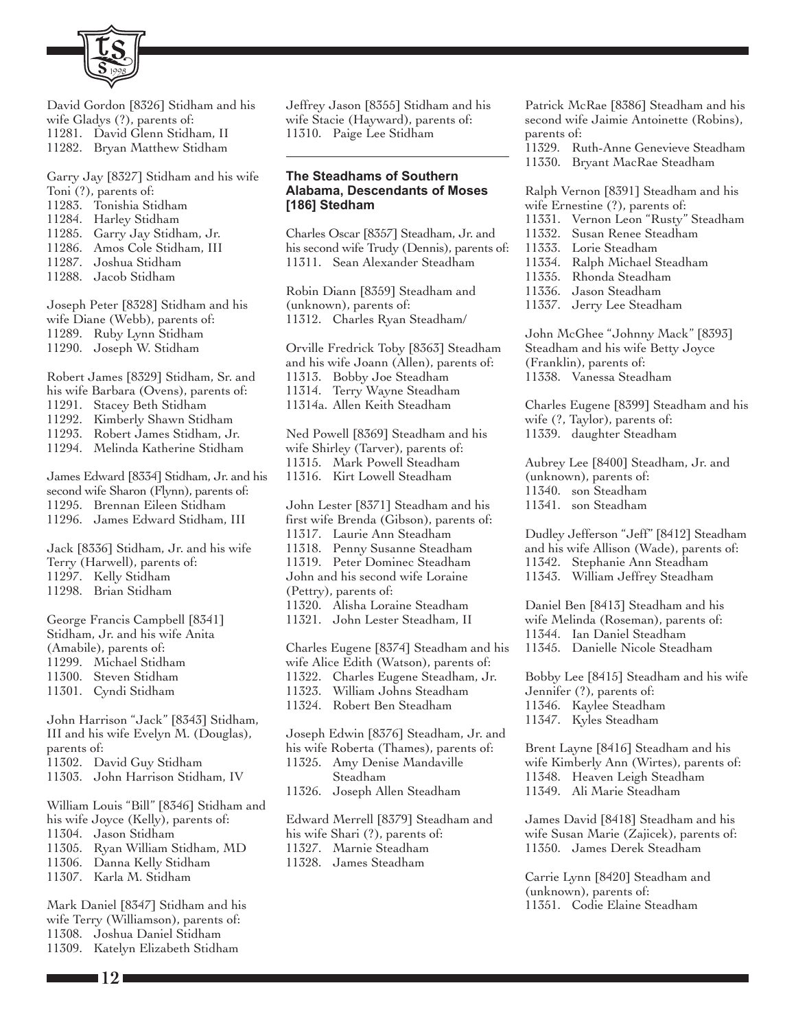David Gordon [8326] Stidham and his wife Gladys (?), parents of:
11281. David Glenn Stidham, II
11282. Bryan Matthew Stidham

Garry Jay [8327] Stidham and his wife Toni (?), parents of:
11283. Tonishia Stidham
11284. Harley Stidham
11285. Garry Jay Stidham, Jr.
11286. Amos Cole Stidham, III
11287. Joshua Stidham
11288. Jacob Stidham

Joseph Peter [8328] Stidham and his wife Diane (Webb), parents of:
11289. Ruby Lynn Stidham
11290. Joseph W. Stidham

Robert James [8329] Stidham, Sr. and his wife Barbara (Ovens), parents of:
11291. Stacey Beth Stidham
11292. Kimberly Shawn Stidham
11293. Robert James Stidham, Jr.
11294. Melinda Katherine Stidham

James Edward [8334] Stidham, Jr. and his second wife Sharon (Flynn), parents of:
11295. Brennan Eileen Stidham
11296. James Edward Stidham, III

Jack [8336] Stidham, Jr. and his wife Terry (Harwell), parents of:
11297. Kelly Stidham
11298. Brian Stidham

George Francis Campbell [8341] Stidham, Jr. and his wife Anita (Amabile), parents of:
11299. Michael Stidham
11300. Steven Stidham
11301. Cyndi Stidham

John Harrison "Jack" [8343] Stidham, III and his wife Evelyn M. (Douglas), parents of:
11302. David Guy Stidham
11303. John Harrison Stidham, IV

William Louis "Bill" [8346] Stidham and his wife Joyce (Kelly), parents of:
11304. Jason Stidham
11305. Ryan William Stidham, MD
11306. Danna Kelly Stidham
11307. Karla M. Stidham

Mark Daniel [8347] Stidham and his wife Terry (Williamson), parents of:
11308. Joshua Daniel Stidham
11309. Katelyn Elizabeth Stidham

Jeffrey Jason [8355] Stidham and his wife Stacie (Hayward), parents of:
11310. Paige Lee Stidham

## The Steadhams of Southern Alabama, Descendants of Moses [186] Stedham

Charles Oscar [8357] Steadham, Jr. and his second wife Trudy (Dennis), parents of:
11311. Sean Alexander Steadham

Robin Diann [8359] Steadham and (unknown), parents of:
11312. Charles Ryan Steadham/

Orville Fredrick Toby [8363] Steadham and his wife Joann (Allen), parents of:
11313. Bobby Joe Steadham
11314. Terry Wayne Steadham
11314a. Allen Keith Steadham

Ned Powell [8369] Steadham and his wife Shirley (Tarver), parents of:
11315. Mark Powell Steadham
11316. Kirt Lowell Steadham

John Lester [8371] Steadham and his first wife Brenda (Gibson), parents of:
11317. Laurie Ann Steadham
11318. Penny Susanne Steadham
11319. Peter Dominec Steadham
John and his second wife Loraine (Pettry), parents of:
11320. Alisha Loraine Steadham
11321. John Lester Steadham, II

Charles Eugene [8374] Steadham and his wife Alice Edith (Watson), parents of:
11322. Charles Eugene Steadham, Jr.
11323. William Johns Steadham
11324. Robert Ben Steadham

Joseph Edwin [8376] Steadham, Jr. and his wife Roberta (Thames), parents of:
11325. Amy Denise Mandaville Steadham
11326. Joseph Allen Steadham

Edward Merrell [8379] Steadham and his wife Shari (?), parents of:
11327. Marnie Steadham
11328. James Steadham

Patrick McRae [8386] Steadham and his second wife Jaimie Antoinette (Robins), parents of:
11329. Ruth-Anne Genevieve Steadham
11330. Bryant MacRae Steadham

Ralph Vernon [8391] Steadham and his wife Ernestine (?), parents of:
11331. Vernon Leon "Rusty" Steadham
11332. Susan Renee Steadham
11333. Lorie Steadham
11334. Ralph Michael Steadham
11335. Rhonda Steadham
11336. Jason Steadham
11337. Jerry Lee Steadham

John McGhee "Johnny Mack" [8393] Steadham and his wife Betty Joyce (Franklin), parents of:
11338. Vanessa Steadham

Charles Eugene [8399] Steadham and his wife (?, Taylor), parents of:
11339. daughter Steadham

Aubrey Lee [8400] Steadham, Jr. and (unknown), parents of:
11340. son Steadham
11341. son Steadham

Dudley Jefferson "Jeff" [8412] Steadham and his wife Allison (Wade), parents of:
11342. Stephanie Ann Steadham
11343. William Jeffrey Steadham

Daniel Ben [8413] Steadham and his wife Melinda (Roseman), parents of:
11344. Ian Daniel Steadham
11345. Danielle Nicole Steadham

Bobby Lee [8415] Steadham and his wife Jennifer (?), parents of:
11346. Kaylee Steadham
11347. Kyles Steadham

Brent Layne [8416] Steadham and his wife Kimberly Ann (Wirtes), parents of:
11348. Heaven Leigh Steadham
11349. Ali Marie Steadham

James David [8418] Steadham and his wife Susan Marie (Zajicek), parents of:
11350. James Derek Steadham

Carrie Lynn [8420] Steadham and (unknown), parents of:
11351. Codie Elaine Steadham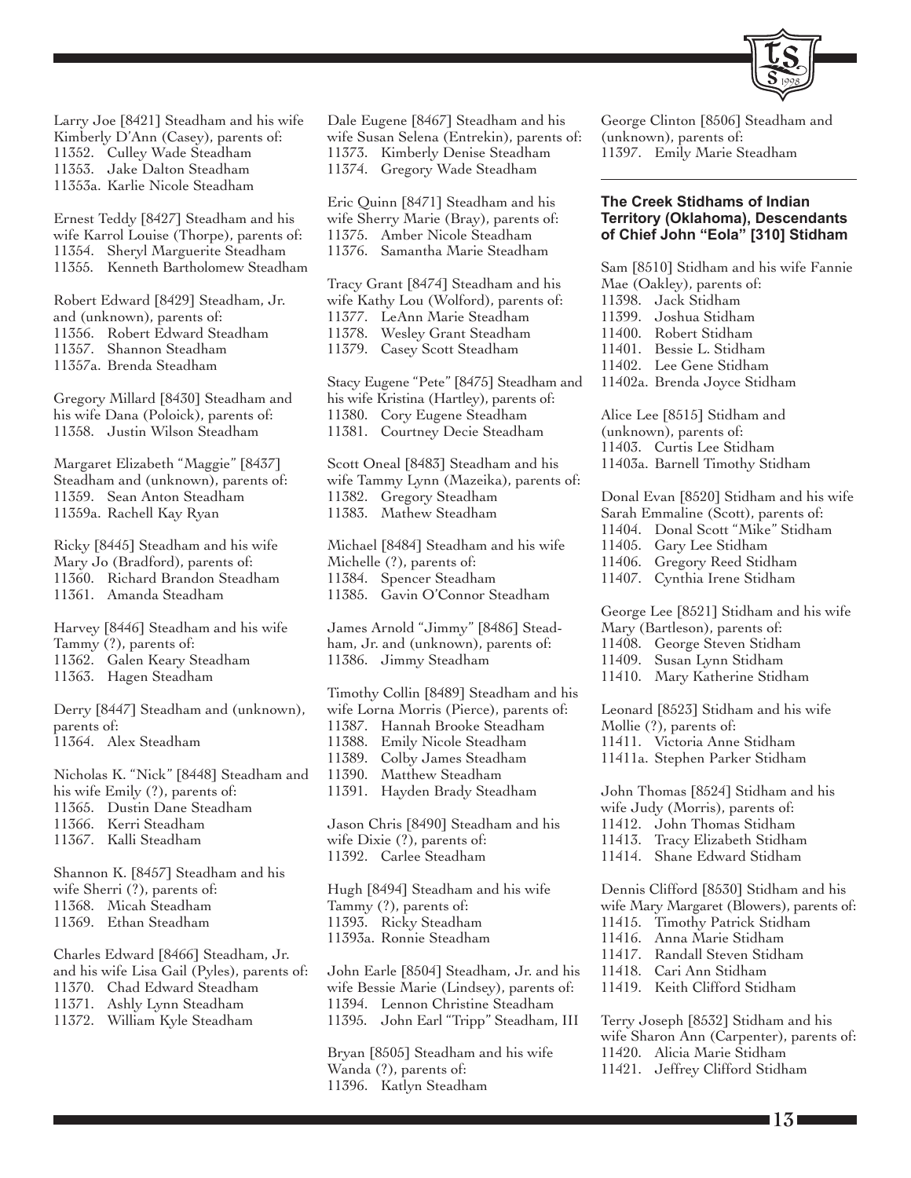Larry Joe [8421] Steadham and his wife Kimberly D'Ann (Casey), parents of:
11352. Culley Wade Steadham
11353. Jake Dalton Steadham
11353a. Karlie Nicole Steadham

Ernest Teddy [8427] Steadham and his wife Karrol Louise (Thorpe), parents of:
11354. Sheryl Marguerite Steadham
11355. Kenneth Bartholomew Steadham

Robert Edward [8429] Steadham, Jr. and (unknown), parents of:
11356. Robert Edward Steadham
11357. Shannon Steadham
11357a. Brenda Steadham

Gregory Millard [8430] Steadham and his wife Dana (Poloick), parents of:
11358. Justin Wilson Steadham

Margaret Elizabeth "Maggie" [8437] Steadham and (unknown), parents of:
11359. Sean Anton Steadham
11359a. Rachell Kay Ryan

Ricky [8445] Steadham and his wife Mary Jo (Bradford), parents of:
11360. Richard Brandon Steadham
11361. Amanda Steadham

Harvey [8446] Steadham and his wife Tammy (?), parents of:
11362. Galen Keary Steadham
11363. Hagen Steadham

Derry [8447] Steadham and (unknown), parents of:
11364. Alex Steadham

Nicholas K. "Nick" [8448] Steadham and his wife Emily (?), parents of:
11365. Dustin Dane Steadham
11366. Kerri Steadham
11367. Kalli Steadham

Shannon K. [8457] Steadham and his wife Sherri (?), parents of:
11368. Micah Steadham
11369. Ethan Steadham

Charles Edward [8466] Steadham, Jr. and his wife Lisa Gail (Pyles), parents of:
11370. Chad Edward Steadham
11371. Ashly Lynn Steadham
11372. William Kyle Steadham

Dale Eugene [8467] Steadham and his wife Susan Selena (Entrekin), parents of:
11373. Kimberly Denise Steadham
11374. Gregory Wade Steadham

Eric Quinn [8471] Steadham and his wife Sherry Marie (Bray), parents of:
11375. Amber Nicole Steadham
11376. Samantha Marie Steadham

Tracy Grant [8474] Steadham and his wife Kathy Lou (Wolford), parents of:
11377. LeAnn Marie Steadham
11378. Wesley Grant Steadham
11379. Casey Scott Steadham

Stacy Eugene "Pete" [8475] Steadham and his wife Kristina (Hartley), parents of:
11380. Cory Eugene Steadham
11381. Courtney Decie Steadham

Scott Oneal [8483] Steadham and his wife Tammy Lynn (Mazeika), parents of:
11382. Gregory Steadham
11383. Mathew Steadham

Michael [8484] Steadham and his wife Michelle (?), parents of:
11384. Spencer Steadham
11385. Gavin O'Connor Steadham

James Arnold "Jimmy" [8486] Steadham, Jr. and (unknown), parents of:
11386. Jimmy Steadham

Timothy Collin [8489] Steadham and his wife Lorna Morris (Pierce), parents of:
11387. Hannah Brooke Steadham
11388. Emily Nicole Steadham
11389. Colby James Steadham
11390. Matthew Steadham
11391. Hayden Brady Steadham

Jason Chris [8490] Steadham and his wife Dixie (?), parents of:
11392. Carlee Steadham

Hugh [8494] Steadham and his wife Tammy (?), parents of:
11393. Ricky Steadham
11393a. Ronnie Steadham

John Earle [8504] Steadham, Jr. and his wife Bessie Marie (Lindsey), parents of:
11394. Lennon Christine Steadham
11395. John Earl "Tripp" Steadham, III

Bryan [8505] Steadham and his wife Wanda (?), parents of:
11396. Katlyn Steadham

George Clinton [8506] Steadham and (unknown), parents of:
11397. Emily Marie Steadham

### The Creek Stidhams of Indian Territory (Oklahoma), Descendants of Chief John "Eola" [310] Stidham

Sam [8510] Stidham and his wife Fannie Mae (Oakley), parents of:
11398. Jack Stidham
11399. Joshua Stidham
11400. Robert Stidham
11401. Bessie L. Stidham
11402. Lee Gene Stidham
11402a. Brenda Joyce Stidham

Alice Lee [8515] Stidham and (unknown), parents of:
11403. Curtis Lee Stidham
11403a. Barnell Timothy Stidham

Donal Evan [8520] Stidham and his wife Sarah Emmaline (Scott), parents of:
11404. Donal Scott "Mike" Stidham
11405. Gary Lee Stidham
11406. Gregory Reed Stidham
11407. Cynthia Irene Stidham

George Lee [8521] Stidham and his wife Mary (Bartleson), parents of:
11408. George Steven Stidham
11409. Susan Lynn Stidham
11410. Mary Katherine Stidham

Leonard [8523] Stidham and his wife Mollie (?), parents of:
11411. Victoria Anne Stidham
11411a. Stephen Parker Stidham

John Thomas [8524] Stidham and his wife Judy (Morris), parents of:
11412. John Thomas Stidham
11413. Tracy Elizabeth Stidham
11414. Shane Edward Stidham

Dennis Clifford [8530] Stidham and his wife Mary Margaret (Blowers), parents of:
11415. Timothy Patrick Stidham
11416. Anna Marie Stidham
11417. Randall Steven Stidham
11418. Cari Ann Stidham
11419. Keith Clifford Stidham

Terry Joseph [8532] Stidham and his wife Sharon Ann (Carpenter), parents of:
11420. Alicia Marie Stidham
11421. Jeffrey Clifford Stidham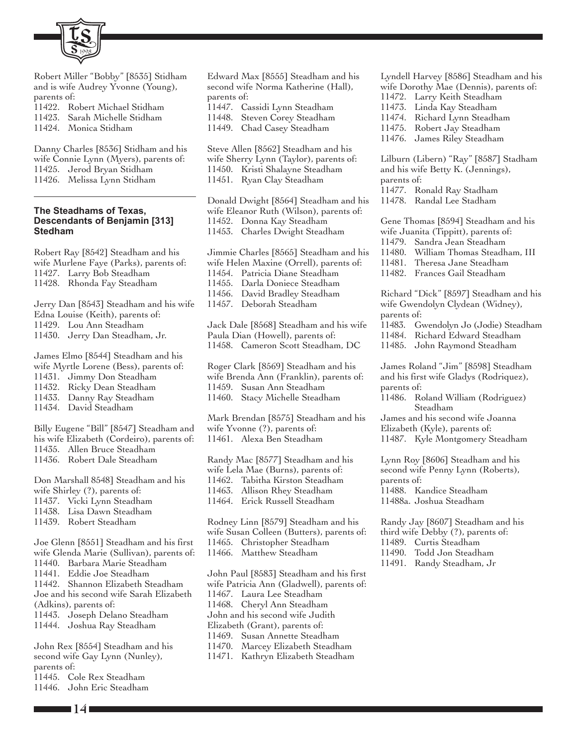Robert Miller "Bobby" [8535] Stidham and is wife Audrey Yvonne (Young), parents of:
11422. Robert Michael Stidham
11423. Sarah Michelle Stidham
11424. Monica Stidham

Danny Charles [8536] Stidham and his wife Connie Lynn (Myers), parents of:
11425. Jerod Bryan Stidham
11426. Melissa Lynn Stidham

---

**The Steadhams of Texas, Descendants of Benjamin [313] Stedham**

Robert Ray [8542] Steadham and his wife Murlene Faye (Parks), parents of:
11427. Larry Bob Steadham
11428. Rhonda Fay Steadham

Jerry Dan [8543] Steadham and his wife Edna Louise (Keith), parents of:
11429. Lou Ann Steadham
11430. Jerry Dan Steadham, Jr.

James Elmo [8544] Steadham and his wife Myrtle Lorene (Bess), parents of:
11431. Jimmy Don Steadham
11432. Ricky Dean Steadham
11433. Danny Ray Steadham
11434. David Steadham

Billy Eugene "Bill" [8547] Steadham and his wife Elizabeth (Cordeiro), parents of:
11435. Allen Bruce Steadham
11436. Robert Dale Steadham

Don Marshall 8548] Steadham and his wife Shirley (?), parents of:
11437. Vicki Lynn Steadham
11438. Lisa Dawn Steadham
11439. Robert Steadham

Joe Glenn [8551] Steadham and his first wife Glenda Marie (Sullivan), parents of:
11440. Barbara Marie Steadham
11441. Eddie Joe Steadham
11442. Shannon Elizabeth Steadham
Joe and his second wife Sarah Elizabeth (Adkins), parents of:
11443. Joseph Delano Steadham
11444. Joshua Ray Steadham

John Rex [8554] Steadham and his second wife Gay Lynn (Nunley), parents of:
11445. Cole Rex Steadham
11446. John Eric Steadham

Edward Max [8555] Steadham and his second wife Norma Katherine (Hall), parents of:
11447. Cassidi Lynn Steadham
11448. Steven Corey Steadham
11449. Chad Casey Steadham

Steve Allen [8562] Steadham and his wife Sherry Lynn (Taylor), parents of:
11450. Kristi Shalayne Steadham
11451. Ryan Clay Steadham

Donald Dwight [8564] Steadham and his wife Eleanor Ruth (Wilson), parents of:
11452. Donna Kay Steadham
11453. Charles Dwight Steadham

Jimmie Charles [8565] Steadham and his wife Helen Maxine (Orrell), parents of:
11454. Patricia Diane Steadham
11455. Darla Doniece Steadham
11456. David Bradley Steadham
11457. Deborah Steadham

Jack Dale [8568] Steadham and his wife Paula Dian (Howell), parents of:
11458. Cameron Scott Steadham, DC

Roger Clark [8569] Steadham and his wife Brenda Ann (Franklin), parents of:
11459. Susan Ann Steadham
11460. Stacy Michelle Steadham

Mark Brendan [8575] Steadham and his wife Yvonne (?), parents of:
11461. Alexa Ben Steadham

Randy Mac [8577] Steadham and his wife Lela Mae (Burns), parents of:
11462. Tabitha Kirston Steadham
11463. Allison Rhey Steadham
11464. Erick Russell Steadham

Rodney Linn [8579] Steadham and his wife Susan Colleen (Butters), parents of:
11465. Christopher Steadham
11466. Matthew Steadham

John Paul [8583] Steadham and his first wife Patricia Ann (Gladwell), parents of:
11467. Laura Lee Steadham
11468. Cheryl Ann Steadham
John and his second wife Judith Elizabeth (Grant), parents of:
11469. Susan Annette Steadham
11470. Marcey Elizabeth Steadham
11471. Kathryn Elizabeth Steadham

Lyndell Harvey [8586] Steadham and his wife Dorothy Mae (Dennis), parents of:
11472. Larry Keith Steadham
11473. Linda Kay Steadham
11474. Richard Lynn Steadham
11475. Robert Jay Steadham
11476. James Riley Steadham

Lilburn (Libern) "Ray" [8587] Stadham and his wife Betty K. (Jennings), parents of:
11477. Ronald Ray Stadham
11478. Randal Lee Stadham

Gene Thomas [8594] Steadham and his wife Juanita (Tippitt), parents of:
11479. Sandra Jean Steadham
11480. William Thomas Steadham, III
11481. Theresa Jane Steadham
11482. Frances Gail Steadham

Richard "Dick" [8597] Steadham and his wife Gwendolyn Clydean (Widney), parents of:
11483. Gwendolyn Jo (Jodie) Steadham
11484. Richard Edward Steadham
11485. John Raymond Steadham

James Roland "Jim" [8598] Steadham and his first wife Gladys (Rodriquez), parents of:
11486. Roland William (Rodriguez) Steadham
James and his second wife Joanna Elizabeth (Kyle), parents of:
11487. Kyle Montgomery Steadham

Lynn Roy [8606] Steadham and his second wife Penny Lynn (Roberts), parents of:
11488. Kandice Steadham
11488a. Joshua Steadham

Randy Jay [8607] Steadham and his third wife Debby (?), parents of:
11489. Curtis Steadham
11490. Todd Jon Steadham
11491. Randy Steadham, Jr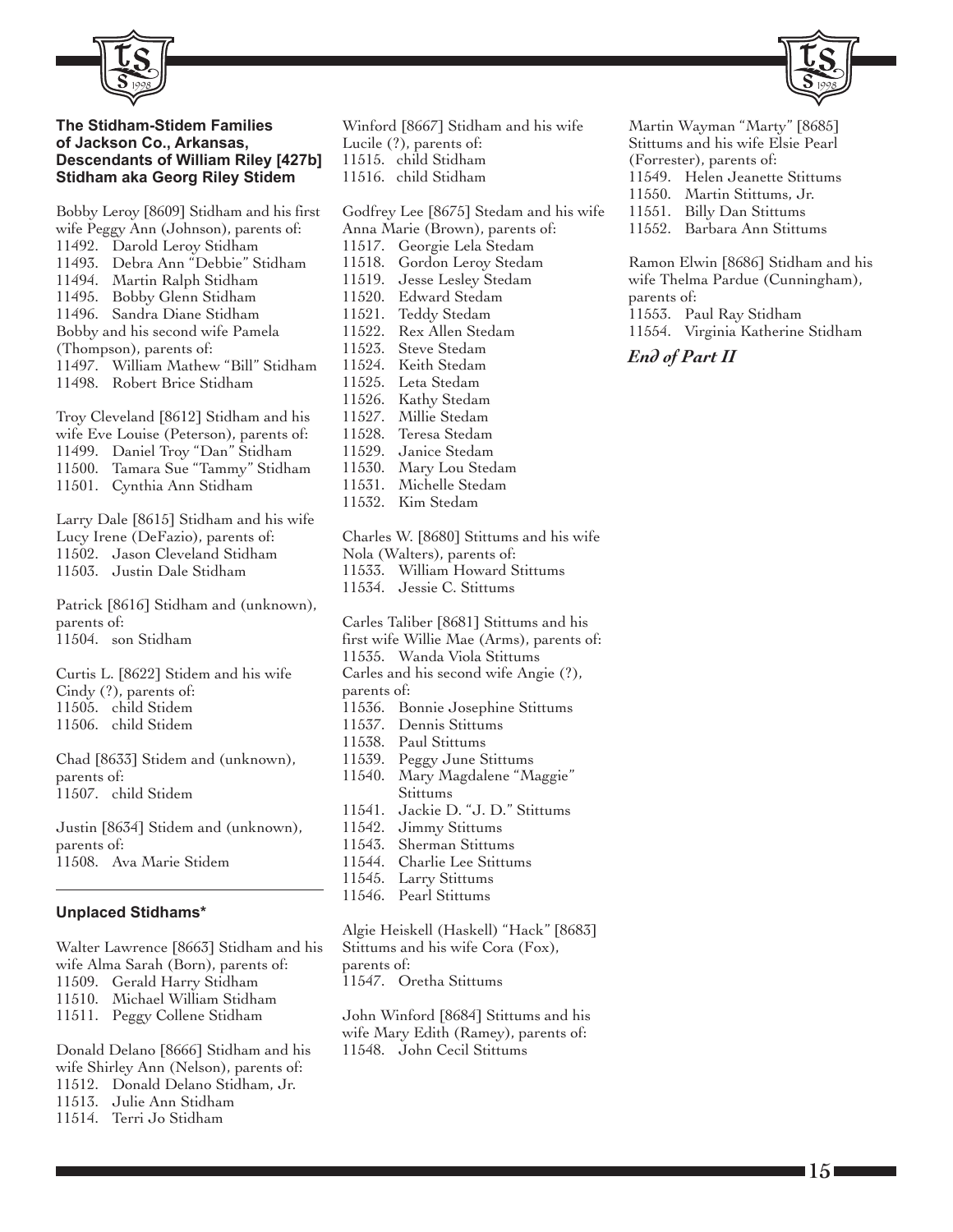### The Stidham-Stidem Families of Jackson Co., Arkansas, Descendants of William Riley [427b] Stidham aka Georg Riley Stidem

Bobby Leroy [8609] Stidham and his first wife Peggy Ann (Johnson), parents of:
11492. Darold Leroy Stidham
11493. Debra Ann "Debbie" Stidham
11494. Martin Ralph Stidham
11495. Bobby Glenn Stidham
11496. Sandra Diane Stidham
Bobby and his second wife Pamela (Thompson), parents of:
11497. William Mathew "Bill" Stidham
11498. Robert Brice Stidham

Troy Cleveland [8612] Stidham and his wife Eve Louise (Peterson), parents of:
11499. Daniel Troy "Dan" Stidham
11500. Tamara Sue "Tammy" Stidham
11501. Cynthia Ann Stidham

Larry Dale [8615] Stidham and his wife Lucy Irene (DeFazio), parents of:
11502. Jason Cleveland Stidham
11503. Justin Dale Stidham

Patrick [8616] Stidham and (unknown), parents of:
11504. son Stidham

Curtis L. [8622] Stidem and his wife Cindy (?), parents of:
11505. child Stidem
11506. child Stidem

Chad [8633] Stidem and (unknown), parents of:
11507. child Stidem

Justin [8634] Stidem and (unknown), parents of:
11508. Ava Marie Stidem

---

### Unplaced Stidhams*

Walter Lawrence [8663] Stidham and his wife Alma Sarah (Born), parents of:
11509. Gerald Harry Stidham
11510. Michael William Stidham
11511. Peggy Collene Stidham

Donald Delano [8666] Stidham and his wife Shirley Ann (Nelson), parents of:
11512. Donald Delano Stidham, Jr.
11513. Julie Ann Stidham
11514. Terri Jo Stidham

Winford [8667] Stidham and his wife Lucile (?), parents of:
11515. child Stidham
11516. child Stidham

Godfrey Lee [8675] Stedam and his wife Anna Marie (Brown), parents of:
11517. Georgie Lela Stedam
11518. Gordon Leroy Stedam
11519. Jesse Lesley Stedam
11520. Edward Stedam
11521. Teddy Stedam
11522. Rex Allen Stedam
11523. Steve Stedam
11524. Keith Stedam
11525. Leta Stedam
11526. Kathy Stedam
11527. Millie Stedam
11528. Teresa Stedam
11529. Janice Stedam
11530. Mary Lou Stedam
11531. Michelle Stedam
11532. Kim Stedam

Charles W. [8680] Stittums and his wife Nola (Walters), parents of:
11533. William Howard Stittums
11534. Jessie C. Stittums

Carles Taliber [8681] Stittums and his first wife Willie Mae (Arms), parents of:
11535. Wanda Viola Stittums
Carles and his second wife Angie (?), parents of:
11536. Bonnie Josephine Stittums
11537. Dennis Stittums
11538. Paul Stittums
11539. Peggy June Stittums
11540. Mary Magdalene "Maggie" Stittums
11541. Jackie D. "J. D." Stittums
11542. Jimmy Stittums
11543. Sherman Stittums
11544. Charlie Lee Stittums
11545. Larry Stittums
11546. Pearl Stittums

Algie Heiskell (Haskell) "Hack" [8683] Stittums and his wife Cora (Fox), parents of:
11547. Oretha Stittums

John Winford [8684] Stittums and his wife Mary Edith (Ramey), parents of:
11548. John Cecil Stittums

Martin Wayman "Marty" [8685] Stittums and his wife Elsie Pearl (Forrester), parents of:
11549. Helen Jeanette Stittums
11550. Martin Stittums, Jr.
11551. Billy Dan Stittums
11552. Barbara Ann Stittums

Ramon Elwin [8686] Stidham and his wife Thelma Pardue (Cunningham), parents of:
11553. Paul Ray Stidham
11554. Virginia Katherine Stidham

***End of Part II***